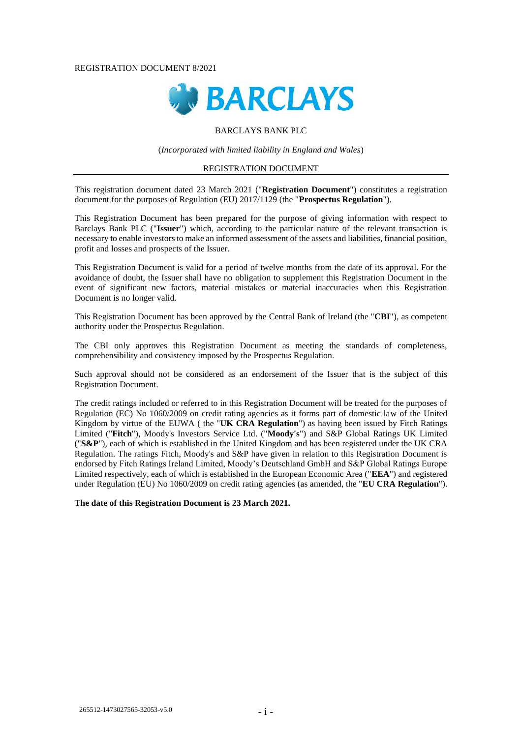REGISTRATION DOCUMENT 8/2021

BARCLAYS

BARCLAYS BANK PLC

(*Incorporated with limited liability in England and Wales*)

REGISTRATION DOCUMENT

This registration document dated 23 March 2021 ("**Registration Document**") constitutes a registration document for the purposes of Regulation (EU) 2017/1129 (the "**Prospectus Regulation**").

This Registration Document has been prepared for the purpose of giving information with respect to Barclays Bank PLC ("**Issuer**") which, according to the particular nature of the relevant transaction is necessary to enable investors to make an informed assessment of the assets and liabilities, financial position, profit and losses and prospects of the Issuer.

This Registration Document is valid for a period of twelve months from the date of its approval. For the avoidance of doubt, the Issuer shall have no obligation to supplement this Registration Document in the event of significant new factors, material mistakes or material inaccuracies when this Registration Document is no longer valid.

This Registration Document has been approved by the Central Bank of Ireland (the "**CBI**"), as competent authority under the Prospectus Regulation.

The CBI only approves this Registration Document as meeting the standards of completeness, comprehensibility and consistency imposed by the Prospectus Regulation.

Such approval should not be considered as an endorsement of the Issuer that is the subject of this Registration Document.

The credit ratings included or referred to in this Registration Document will be treated for the purposes of Regulation (EC) No 1060/2009 on credit rating agencies as it forms part of domestic law of the United Kingdom by virtue of the EUWA ( the "**UK CRA Regulation**") as having been issued by Fitch Ratings Limited ("**Fitch**"), Moody's Investors Service Ltd. ("**Moody's**") and S&P Global Ratings UK Limited ("**S&P**"), each of which is established in the United Kingdom and has been registered under the UK CRA Regulation. The ratings Fitch, Moody's and S&P have given in relation to this Registration Document is endorsed by Fitch Ratings Ireland Limited, Moody's Deutschland GmbH and S&P Global Ratings Europe Limited respectively, each of which is established in the European Economic Area ("**EEA**") and registered under Regulation (EU) No 1060/2009 on credit rating agencies (as amended, the "**EU CRA Regulation**").

**The date of this Registration Document is 23 March 2021.**

265512-1473027565-32053-v5.0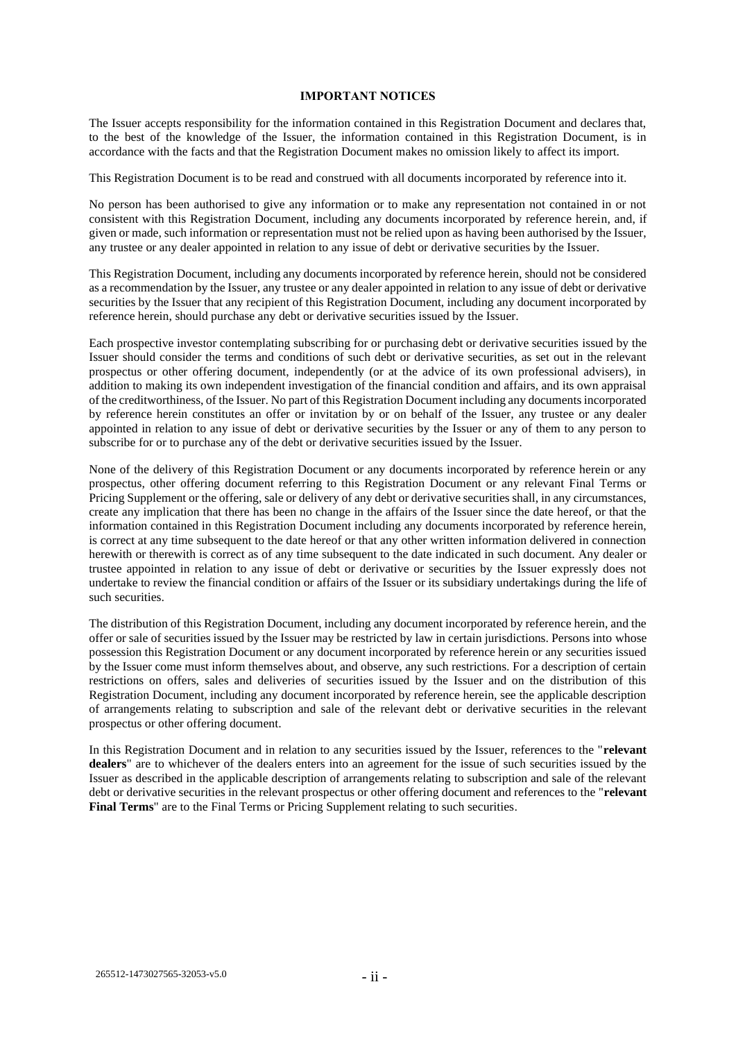# IMPORTANT NOTICES

The Issuer accepts responsibility for the information contained in this Registration Document and declares that, to the best of the knowledge of the Issuer, the information contained in this Registration Document, is in accordance with the facts and that the Registration Document makes no omission likely to affect its import.

This Registration Document is to be read and construed with all documents incorporated by reference into it.

No person has been authorised to give any information or to make any representation not contained in or not consistent with this Registration Document, including any documents incorporated by reference herein, and, if given or made, such information or representation must not be relied upon as having been authorised by the Issuer, any trustee or any dealer appointed in relation to any issue of debt or derivative securities by the Issuer.

This Registration Document, including any documents incorporated by reference herein, should not be considered as a recommendation by the Issuer, any trustee or any dealer appointed in relation to any issue of debt or derivative securities by the Issuer that any recipient of this Registration Document, including any document incorporated by reference herein, should purchase any debt or derivative securities issued by the Issuer.

Each prospective investor contemplating subscribing for or purchasing debt or derivative securities issued by the Issuer should consider the terms and conditions of such debt or derivative securities, as set out in the relevant prospectus or other offering document, independently (or at the advice of its own professional advisers), in addition to making its own independent investigation of the financial condition and affairs, and its own appraisal of the creditworthiness, of the Issuer. No part of this Registration Document including any documents incorporated by reference herein constitutes an offer or invitation by or on behalf of the Issuer, any trustee or any dealer appointed in relation to any issue of debt or derivative securities by the Issuer or any of them to any person to subscribe for or to purchase any of the debt or derivative securities issued by the Issuer.

None of the delivery of this Registration Document or any documents incorporated by reference herein or any prospectus, other offering document referring to this Registration Document or any relevant Final Terms or Pricing Supplement or the offering, sale or delivery of any debt or derivative securities shall, in any circumstances, create any implication that there has been no change in the affairs of the Issuer since the date hereof, or that the information contained in this Registration Document including any documents incorporated by reference herein, is correct at any time subsequent to the date hereof or that any other written information delivered in connection herewith or therewith is correct as of any time subsequent to the date indicated in such document. Any dealer or trustee appointed in relation to any issue of debt or derivative or securities by the Issuer expressly does not undertake to review the financial condition or affairs of the Issuer or its subsidiary undertakings during the life of such securities.

The distribution of this Registration Document, including any document incorporated by reference herein, and the offer or sale of securities issued by the Issuer may be restricted by law in certain jurisdictions. Persons into whose possession this Registration Document or any document incorporated by reference herein or any securities issued by the Issuer come must inform themselves about, and observe, any such restrictions. For a description of certain restrictions on offers, sales and deliveries of securities issued by the Issuer and on the distribution of this Registration Document, including any document incorporated by reference herein, see the applicable description of arrangements relating to subscription and sale of the relevant debt or derivative securities in the relevant prospectus or other offering document.

In this Registration Document and in relation to any securities issued by the Issuer, references to the "**relevant dealers**" are to whichever of the dealers enters into an agreement for the issue of such securities issued by the Issuer as described in the applicable description of arrangements relating to subscription and sale of the relevant debt or derivative securities in the relevant prospectus or other offering document and references to the "**relevant Final Terms**" are to the Final Terms or Pricing Supplement relating to such securities.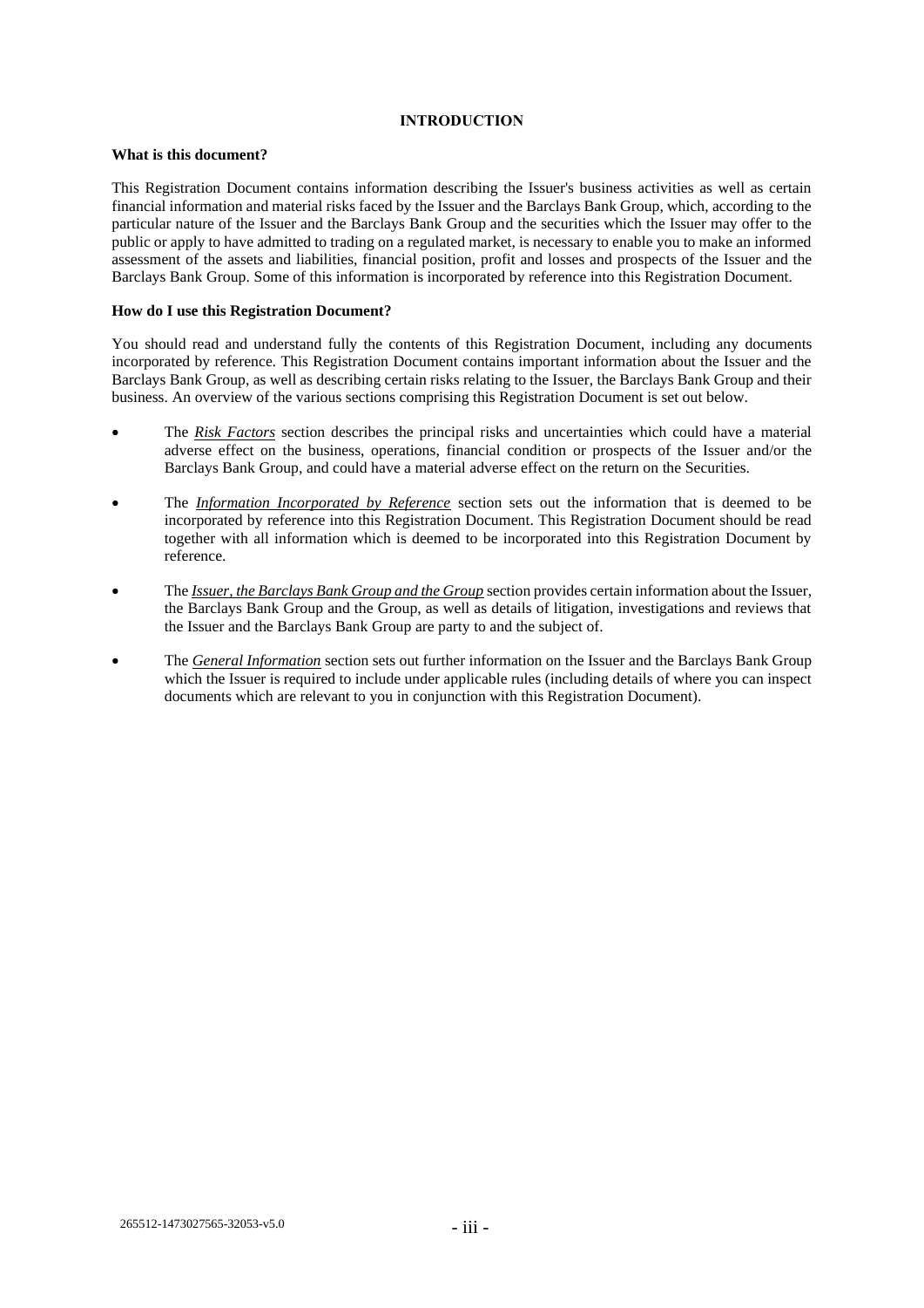# INTRODUCTION

**What is this document?**

This Registration Document contains information describing the Issuer's business activities as well as certain financial information and material risks faced by the Issuer and the Barclays Bank Group, which, according to the particular nature of the Issuer and the Barclays Bank Group and the securities which the Issuer may offer to the public or apply to have admitted to trading on a regulated market, is necessary to enable you to make an informed assessment of the assets and liabilities, financial position, profit and losses and prospects of the Issuer and the Barclays Bank Group. Some of this information is incorporated by reference into this Registration Document.

**How do I use this Registration Document?**

You should read and understand fully the contents of this Registration Document, including any documents incorporated by reference. This Registration Document contains important information about the Issuer and the Barclays Bank Group, as well as describing certain risks relating to the Issuer, the Barclays Bank Group and their business. An overview of the various sections comprising this Registration Document is set out below.

- The ***Risk Factors*** section describes the principal risks and uncertainties which could have a material adverse effect on the business, operations, financial condition or prospects of the Issuer and/or the Barclays Bank Group, and could have a material adverse effect on the return on the Securities.

- The ***Information Incorporated by Reference*** section sets out the information that is deemed to be incorporated by reference into this Registration Document. This Registration Document should be read together with all information which is deemed to be incorporated into this Registration Document by reference.

- The ***Issuer, the Barclays Bank Group and the Group*** section provides certain information about the Issuer, the Barclays Bank Group and the Group, as well as details of litigation, investigations and reviews that the Issuer and the Barclays Bank Group are party to and the subject of.

- The ***General Information*** section sets out further information on the Issuer and the Barclays Bank Group which the Issuer is required to include under applicable rules (including details of where you can inspect documents which are relevant to you in conjunction with this Registration Document).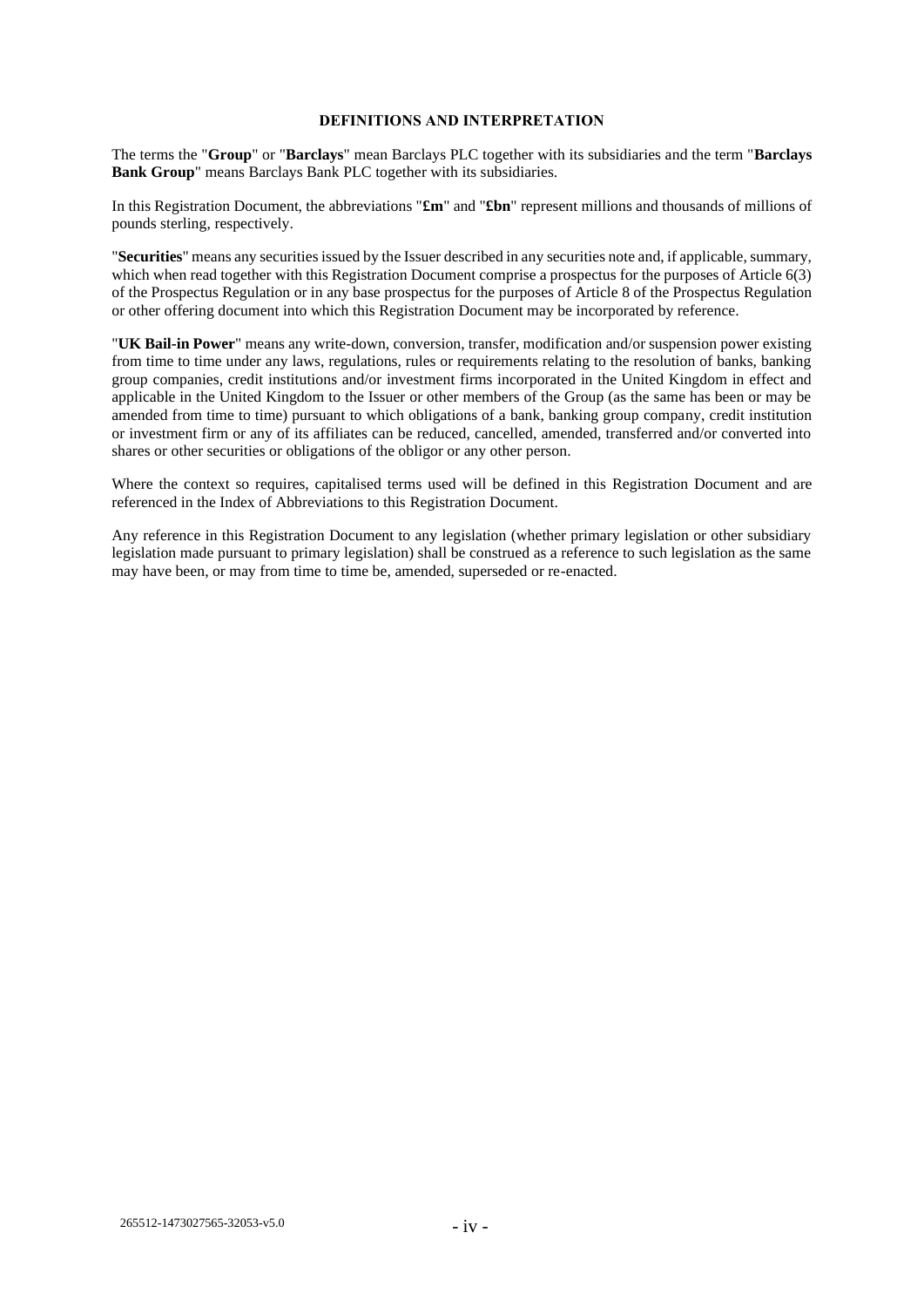## DEFINITIONS AND INTERPRETATION

The terms the "**Group**" or "**Barclays**" mean Barclays PLC together with its subsidiaries and the term "**Barclays Bank Group**" means Barclays Bank PLC together with its subsidiaries.

In this Registration Document, the abbreviations "**£m**" and "**£bn**" represent millions and thousands of millions of pounds sterling, respectively.

"**Securities**" means any securities issued by the Issuer described in any securities note and, if applicable, summary, which when read together with this Registration Document comprise a prospectus for the purposes of Article 6(3) of the Prospectus Regulation or in any base prospectus for the purposes of Article 8 of the Prospectus Regulation or other offering document into which this Registration Document may be incorporated by reference.

"**UK Bail-in Power**" means any write-down, conversion, transfer, modification and/or suspension power existing from time to time under any laws, regulations, rules or requirements relating to the resolution of banks, banking group companies, credit institutions and/or investment firms incorporated in the United Kingdom in effect and applicable in the United Kingdom to the Issuer or other members of the Group (as the same has been or may be amended from time to time) pursuant to which obligations of a bank, banking group company, credit institution or investment firm or any of its affiliates can be reduced, cancelled, amended, transferred and/or converted into shares or other securities or obligations of the obligor or any other person.

Where the context so requires, capitalised terms used will be defined in this Registration Document and are referenced in the Index of Abbreviations to this Registration Document.

Any reference in this Registration Document to any legislation (whether primary legislation or other subsidiary legislation made pursuant to primary legislation) shall be construed as a reference to such legislation as the same may have been, or may from time to time be, amended, superseded or re-enacted.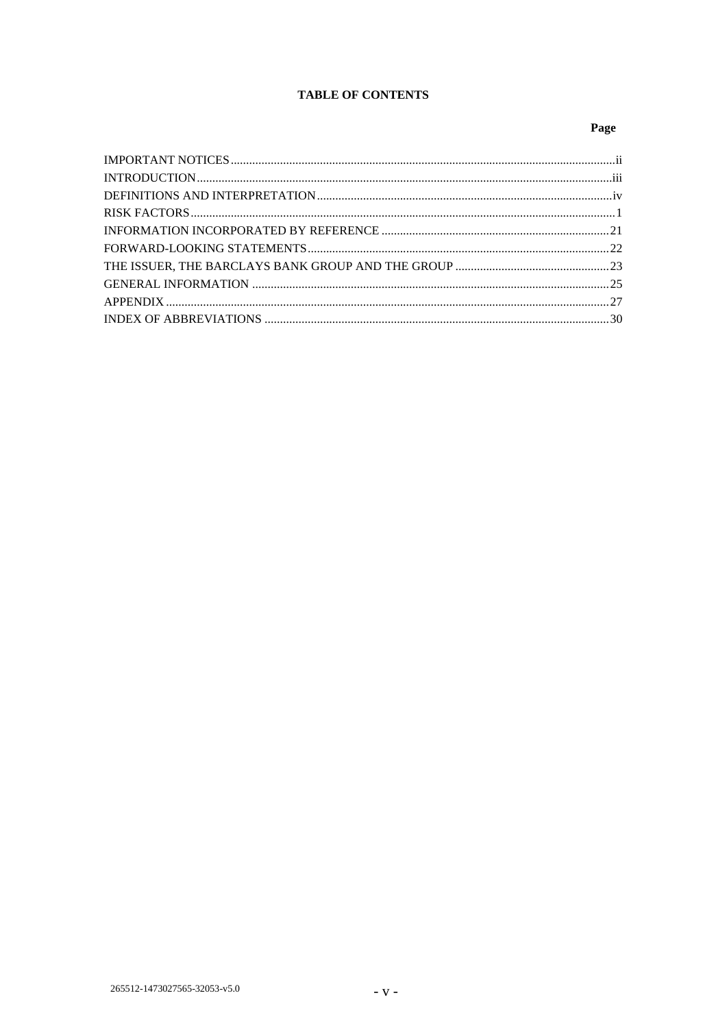**TABLE OF CONTENTS**

| | Page |
|---|---|
| IMPORTANT NOTICES | ii |
| INTRODUCTION | iii |
| DEFINITIONS AND INTERPRETATION | iv |
| RISK FACTORS | 1 |
| INFORMATION INCORPORATED BY REFERENCE | 21 |
| FORWARD-LOOKING STATEMENTS | 22 |
| THE ISSUER, THE BARCLAYS BANK GROUP AND THE GROUP | 23 |
| GENERAL INFORMATION | 25 |
| APPENDIX | 27 |
| INDEX OF ABBREVIATIONS | 30 |

265512-1473027565-32053-v5.0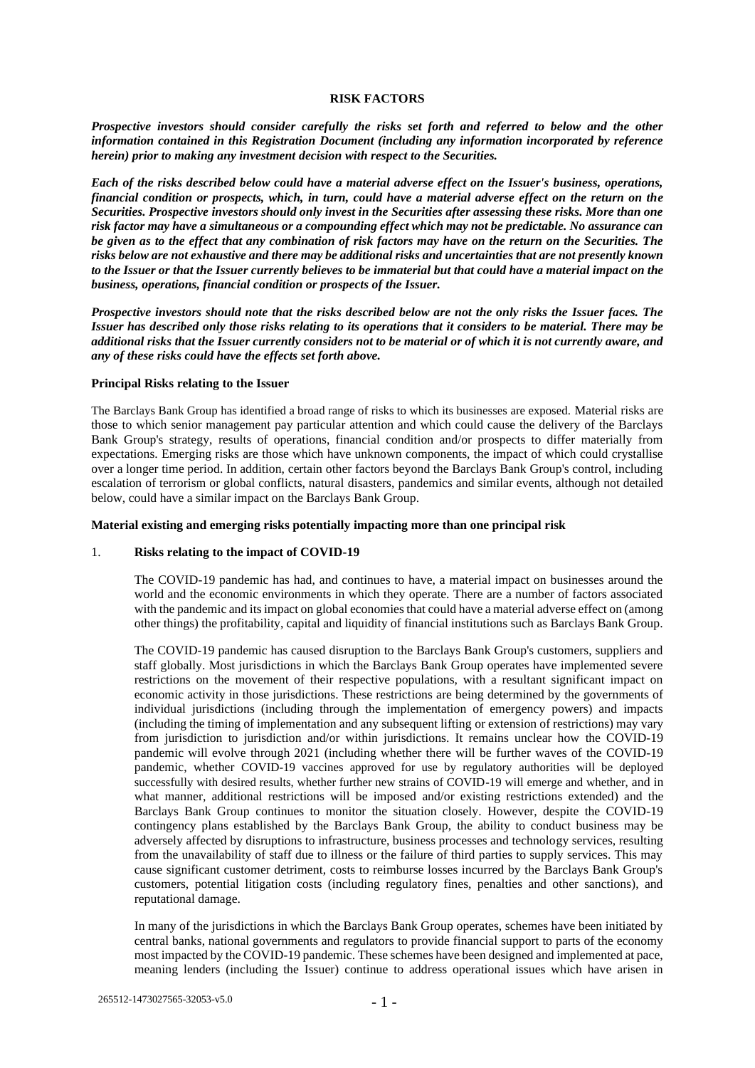## RISK FACTORS

***Prospective investors should consider carefully the risks set forth and referred to below and the other information contained in this Registration Document (including any information incorporated by reference herein) prior to making any investment decision with respect to the Securities.***

***Each of the risks described below could have a material adverse effect on the Issuer's business, operations, financial condition or prospects, which, in turn, could have a material adverse effect on the return on the Securities. Prospective investors should only invest in the Securities after assessing these risks. More than one risk factor may have a simultaneous or a compounding effect which may not be predictable. No assurance can be given as to the effect that any combination of risk factors may have on the return on the Securities. The risks below are not exhaustive and there may be additional risks and uncertainties that are not presently known to the Issuer or that the Issuer currently believes to be immaterial but that could have a material impact on the business, operations, financial condition or prospects of the Issuer.***

***Prospective investors should note that the risks described below are not the only risks the Issuer faces. The Issuer has described only those risks relating to its operations that it considers to be material. There may be additional risks that the Issuer currently considers not to be material or of which it is not currently aware, and any of these risks could have the effects set forth above.***

### Principal Risks relating to the Issuer

The Barclays Bank Group has identified a broad range of risks to which its businesses are exposed. Material risks are those to which senior management pay particular attention and which could cause the delivery of the Barclays Bank Group's strategy, results of operations, financial condition and/or prospects to differ materially from expectations. Emerging risks are those which have unknown components, the impact of which could crystallise over a longer time period. In addition, certain other factors beyond the Barclays Bank Group's control, including escalation of terrorism or global conflicts, natural disasters, pandemics and similar events, although not detailed below, could have a similar impact on the Barclays Bank Group.

### Material existing and emerging risks potentially impacting more than one principal risk

1. **Risks relating to the impact of COVID-19**

   The COVID-19 pandemic has had, and continues to have, a material impact on businesses around the world and the economic environments in which they operate. There are a number of factors associated with the pandemic and its impact on global economies that could have a material adverse effect on (among other things) the profitability, capital and liquidity of financial institutions such as Barclays Bank Group.

   The COVID-19 pandemic has caused disruption to the Barclays Bank Group's customers, suppliers and staff globally. Most jurisdictions in which the Barclays Bank Group operates have implemented severe restrictions on the movement of their respective populations, with a resultant significant impact on economic activity in those jurisdictions. These restrictions are being determined by the governments of individual jurisdictions (including through the implementation of emergency powers) and impacts (including the timing of implementation and any subsequent lifting or extension of restrictions) may vary from jurisdiction to jurisdiction and/or within jurisdictions. It remains unclear how the COVID-19 pandemic will evolve through 2021 (including whether there will be further waves of the COVID-19 pandemic, whether COVID-19 vaccines approved for use by regulatory authorities will be deployed successfully with desired results, whether further new strains of COVID-19 will emerge and whether, and in what manner, additional restrictions will be imposed and/or existing restrictions extended) and the Barclays Bank Group continues to monitor the situation closely. However, despite the COVID-19 contingency plans established by the Barclays Bank Group, the ability to conduct business may be adversely affected by disruptions to infrastructure, business processes and technology services, resulting from the unavailability of staff due to illness or the failure of third parties to supply services. This may cause significant customer detriment, costs to reimburse losses incurred by the Barclays Bank Group's customers, potential litigation costs (including regulatory fines, penalties and other sanctions), and reputational damage.

   In many of the jurisdictions in which the Barclays Bank Group operates, schemes have been initiated by central banks, national governments and regulators to provide financial support to parts of the economy most impacted by the COVID-19 pandemic. These schemes have been designed and implemented at pace, meaning lenders (including the Issuer) continue to address operational issues which have arisen in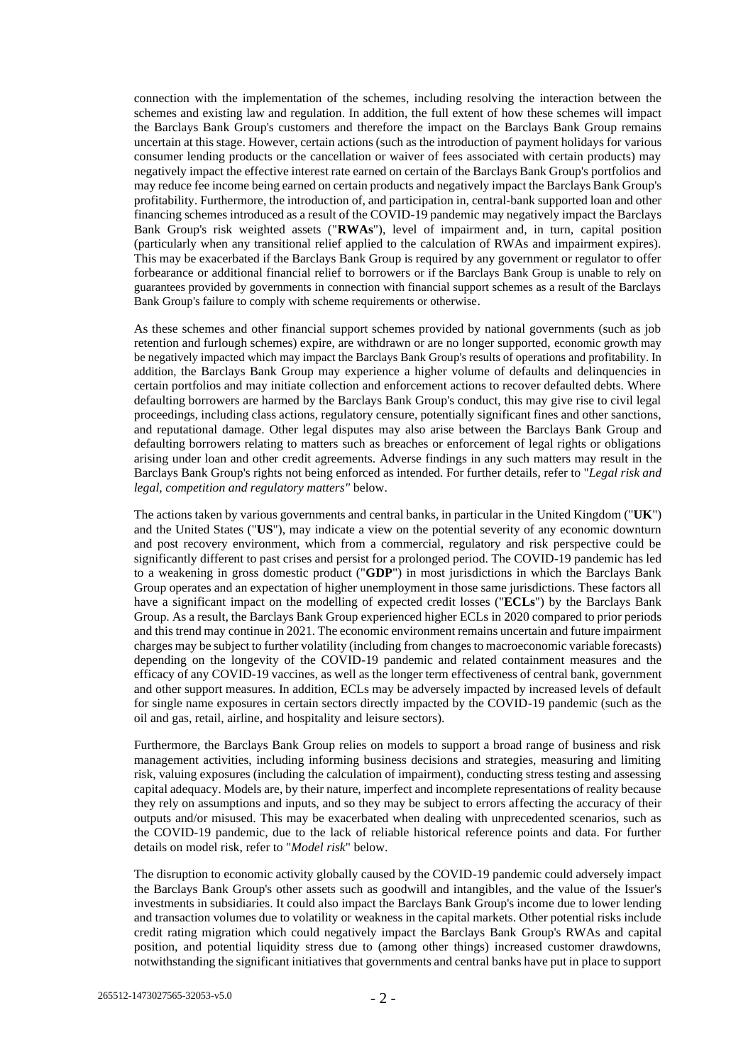connection with the implementation of the schemes, including resolving the interaction between the schemes and existing law and regulation. In addition, the full extent of how these schemes will impact the Barclays Bank Group's customers and therefore the impact on the Barclays Bank Group remains uncertain at this stage. However, certain actions (such as the introduction of payment holidays for various consumer lending products or the cancellation or waiver of fees associated with certain products) may negatively impact the effective interest rate earned on certain of the Barclays Bank Group's portfolios and may reduce fee income being earned on certain products and negatively impact the Barclays Bank Group's profitability. Furthermore, the introduction of, and participation in, central-bank supported loan and other financing schemes introduced as a result of the COVID-19 pandemic may negatively impact the Barclays Bank Group's risk weighted assets ("**RWAs**"), level of impairment and, in turn, capital position (particularly when any transitional relief applied to the calculation of RWAs and impairment expires). This may be exacerbated if the Barclays Bank Group is required by any government or regulator to offer forbearance or additional financial relief to borrowers or if the Barclays Bank Group is unable to rely on guarantees provided by governments in connection with financial support schemes as a result of the Barclays Bank Group's failure to comply with scheme requirements or otherwise.

As these schemes and other financial support schemes provided by national governments (such as job retention and furlough schemes) expire, are withdrawn or are no longer supported, economic growth may be negatively impacted which may impact the Barclays Bank Group's results of operations and profitability. In addition, the Barclays Bank Group may experience a higher volume of defaults and delinquencies in certain portfolios and may initiate collection and enforcement actions to recover defaulted debts. Where defaulting borrowers are harmed by the Barclays Bank Group's conduct, this may give rise to civil legal proceedings, including class actions, regulatory censure, potentially significant fines and other sanctions, and reputational damage. Other legal disputes may also arise between the Barclays Bank Group and defaulting borrowers relating to matters such as breaches or enforcement of legal rights or obligations arising under loan and other credit agreements. Adverse findings in any such matters may result in the Barclays Bank Group's rights not being enforced as intended. For further details, refer to "*Legal risk and legal, competition and regulatory matters"* below.

The actions taken by various governments and central banks, in particular in the United Kingdom ("**UK**") and the United States ("**US**"), may indicate a view on the potential severity of any economic downturn and post recovery environment, which from a commercial, regulatory and risk perspective could be significantly different to past crises and persist for a prolonged period. The COVID-19 pandemic has led to a weakening in gross domestic product ("**GDP**") in most jurisdictions in which the Barclays Bank Group operates and an expectation of higher unemployment in those same jurisdictions. These factors all have a significant impact on the modelling of expected credit losses ("**ECLs**") by the Barclays Bank Group. As a result, the Barclays Bank Group experienced higher ECLs in 2020 compared to prior periods and this trend may continue in 2021. The economic environment remains uncertain and future impairment charges may be subject to further volatility (including from changes to macroeconomic variable forecasts) depending on the longevity of the COVID-19 pandemic and related containment measures and the efficacy of any COVID-19 vaccines, as well as the longer term effectiveness of central bank, government and other support measures. In addition, ECLs may be adversely impacted by increased levels of default for single name exposures in certain sectors directly impacted by the COVID-19 pandemic (such as the oil and gas, retail, airline, and hospitality and leisure sectors).

Furthermore, the Barclays Bank Group relies on models to support a broad range of business and risk management activities, including informing business decisions and strategies, measuring and limiting risk, valuing exposures (including the calculation of impairment), conducting stress testing and assessing capital adequacy. Models are, by their nature, imperfect and incomplete representations of reality because they rely on assumptions and inputs, and so they may be subject to errors affecting the accuracy of their outputs and/or misused. This may be exacerbated when dealing with unprecedented scenarios, such as the COVID-19 pandemic, due to the lack of reliable historical reference points and data. For further details on model risk, refer to "*Model risk*" below.

The disruption to economic activity globally caused by the COVID-19 pandemic could adversely impact the Barclays Bank Group's other assets such as goodwill and intangibles, and the value of the Issuer's investments in subsidiaries. It could also impact the Barclays Bank Group's income due to lower lending and transaction volumes due to volatility or weakness in the capital markets. Other potential risks include credit rating migration which could negatively impact the Barclays Bank Group's RWAs and capital position, and potential liquidity stress due to (among other things) increased customer drawdowns, notwithstanding the significant initiatives that governments and central banks have put in place to support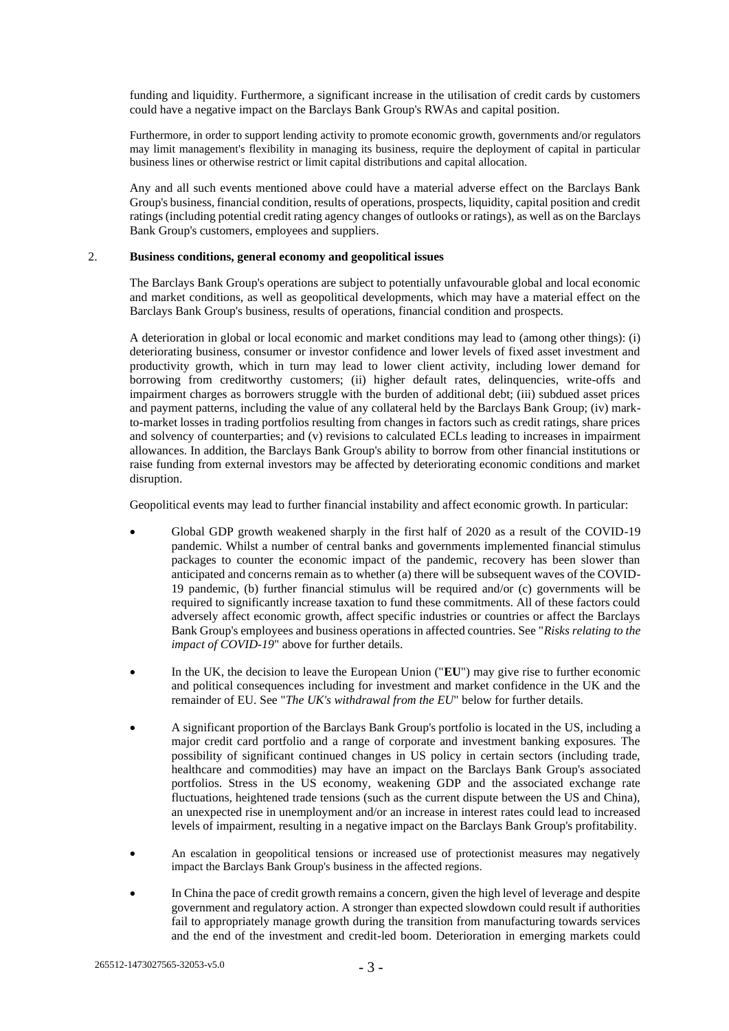funding and liquidity. Furthermore, a significant increase in the utilisation of credit cards by customers could have a negative impact on the Barclays Bank Group's RWAs and capital position.

Furthermore, in order to support lending activity to promote economic growth, governments and/or regulators may limit management's flexibility in managing its business, require the deployment of capital in particular business lines or otherwise restrict or limit capital distributions and capital allocation.

Any and all such events mentioned above could have a material adverse effect on the Barclays Bank Group's business, financial condition, results of operations, prospects, liquidity, capital position and credit ratings (including potential credit rating agency changes of outlooks or ratings), as well as on the Barclays Bank Group's customers, employees and suppliers.

2. **Business conditions, general economy and geopolitical issues**

The Barclays Bank Group's operations are subject to potentially unfavourable global and local economic and market conditions, as well as geopolitical developments, which may have a material effect on the Barclays Bank Group's business, results of operations, financial condition and prospects.

A deterioration in global or local economic and market conditions may lead to (among other things): (i) deteriorating business, consumer or investor confidence and lower levels of fixed asset investment and productivity growth, which in turn may lead to lower client activity, including lower demand for borrowing from creditworthy customers; (ii) higher default rates, delinquencies, write-offs and impairment charges as borrowers struggle with the burden of additional debt; (iii) subdued asset prices and payment patterns, including the value of any collateral held by the Barclays Bank Group; (iv) mark-to-market losses in trading portfolios resulting from changes in factors such as credit ratings, share prices and solvency of counterparties; and (v) revisions to calculated ECLs leading to increases in impairment allowances. In addition, the Barclays Bank Group's ability to borrow from other financial institutions or raise funding from external investors may be affected by deteriorating economic conditions and market disruption.

Geopolitical events may lead to further financial instability and affect economic growth. In particular:

- Global GDP growth weakened sharply in the first half of 2020 as a result of the COVID-19 pandemic. Whilst a number of central banks and governments implemented financial stimulus packages to counter the economic impact of the pandemic, recovery has been slower than anticipated and concerns remain as to whether (a) there will be subsequent waves of the COVID-19 pandemic, (b) further financial stimulus will be required and/or (c) governments will be required to significantly increase taxation to fund these commitments. All of these factors could adversely affect economic growth, affect specific industries or countries or affect the Barclays Bank Group's employees and business operations in affected countries. See "*Risks relating to the impact of COVID-19*" above for further details.

- In the UK, the decision to leave the European Union ("**EU**") may give rise to further economic and political consequences including for investment and market confidence in the UK and the remainder of EU. See "*The UK's withdrawal from the EU*" below for further details.

- A significant proportion of the Barclays Bank Group's portfolio is located in the US, including a major credit card portfolio and a range of corporate and investment banking exposures. The possibility of significant continued changes in US policy in certain sectors (including trade, healthcare and commodities) may have an impact on the Barclays Bank Group's associated portfolios. Stress in the US economy, weakening GDP and the associated exchange rate fluctuations, heightened trade tensions (such as the current dispute between the US and China), an unexpected rise in unemployment and/or an increase in interest rates could lead to increased levels of impairment, resulting in a negative impact on the Barclays Bank Group's profitability.

- An escalation in geopolitical tensions or increased use of protectionist measures may negatively impact the Barclays Bank Group's business in the affected regions.

- In China the pace of credit growth remains a concern, given the high level of leverage and despite government and regulatory action. A stronger than expected slowdown could result if authorities fail to appropriately manage growth during the transition from manufacturing towards services and the end of the investment and credit-led boom. Deterioration in emerging markets could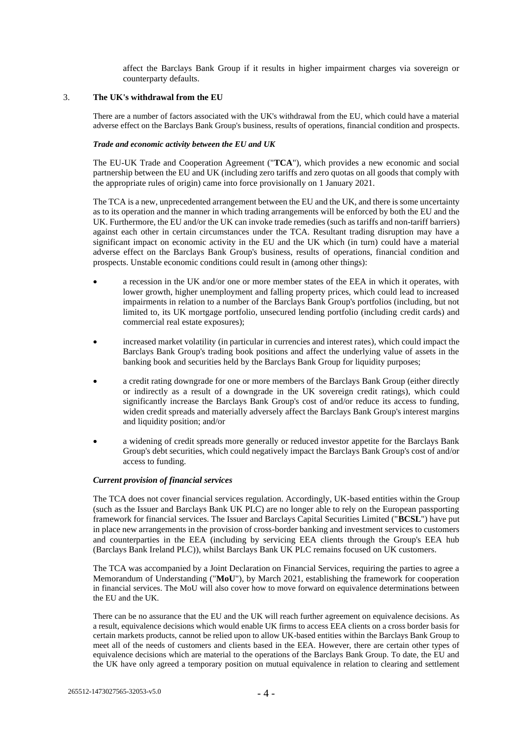affect the Barclays Bank Group if it results in higher impairment charges via sovereign or counterparty defaults.

3. **The UK's withdrawal from the EU**

There are a number of factors associated with the UK's withdrawal from the EU, which could have a material adverse effect on the Barclays Bank Group's business, results of operations, financial condition and prospects.

***Trade and economic activity between the EU and UK***

The EU-UK Trade and Cooperation Agreement ("**TCA**"), which provides a new economic and social partnership between the EU and UK (including zero tariffs and zero quotas on all goods that comply with the appropriate rules of origin) came into force provisionally on 1 January 2021.

The TCA is a new, unprecedented arrangement between the EU and the UK, and there is some uncertainty as to its operation and the manner in which trading arrangements will be enforced by both the EU and the UK. Furthermore, the EU and/or the UK can invoke trade remedies (such as tariffs and non-tariff barriers) against each other in certain circumstances under the TCA. Resultant trading disruption may have a significant impact on economic activity in the EU and the UK which (in turn) could have a material adverse effect on the Barclays Bank Group's business, results of operations, financial condition and prospects. Unstable economic conditions could result in (among other things):

- a recession in the UK and/or one or more member states of the EEA in which it operates, with lower growth, higher unemployment and falling property prices, which could lead to increased impairments in relation to a number of the Barclays Bank Group's portfolios (including, but not limited to, its UK mortgage portfolio, unsecured lending portfolio (including credit cards) and commercial real estate exposures);
- increased market volatility (in particular in currencies and interest rates), which could impact the Barclays Bank Group's trading book positions and affect the underlying value of assets in the banking book and securities held by the Barclays Bank Group for liquidity purposes;
- a credit rating downgrade for one or more members of the Barclays Bank Group (either directly or indirectly as a result of a downgrade in the UK sovereign credit ratings), which could significantly increase the Barclays Bank Group's cost of and/or reduce its access to funding, widen credit spreads and materially adversely affect the Barclays Bank Group's interest margins and liquidity position; and/or
- a widening of credit spreads more generally or reduced investor appetite for the Barclays Bank Group's debt securities, which could negatively impact the Barclays Bank Group's cost of and/or access to funding.

***Current provision of financial services***

The TCA does not cover financial services regulation. Accordingly, UK-based entities within the Group (such as the Issuer and Barclays Bank UK PLC) are no longer able to rely on the European passporting framework for financial services. The Issuer and Barclays Capital Securities Limited ("**BCSL**") have put in place new arrangements in the provision of cross-border banking and investment services to customers and counterparties in the EEA (including by servicing EEA clients through the Group's EEA hub (Barclays Bank Ireland PLC)), whilst Barclays Bank UK PLC remains focused on UK customers.

The TCA was accompanied by a Joint Declaration on Financial Services, requiring the parties to agree a Memorandum of Understanding ("**MoU**"), by March 2021, establishing the framework for cooperation in financial services. The MoU will also cover how to move forward on equivalence determinations between the EU and the UK.

There can be no assurance that the EU and the UK will reach further agreement on equivalence decisions. As a result, equivalence decisions which would enable UK firms to access EEA clients on a cross border basis for certain markets products, cannot be relied upon to allow UK-based entities within the Barclays Bank Group to meet all of the needs of customers and clients based in the EEA. However, there are certain other types of equivalence decisions which are material to the operations of the Barclays Bank Group. To date, the EU and the UK have only agreed a temporary position on mutual equivalence in relation to clearing and settlement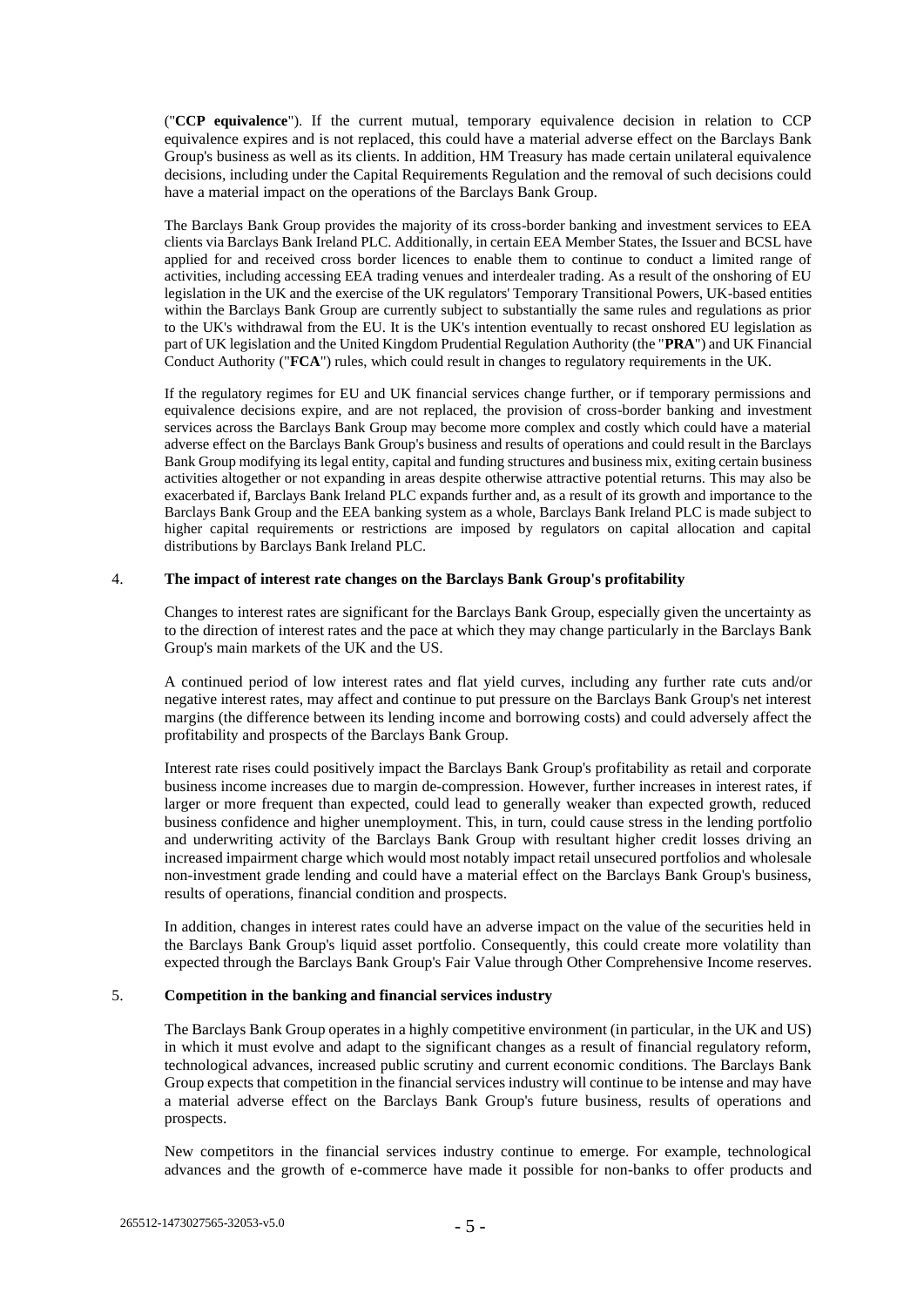("**CCP equivalence**"). If the current mutual, temporary equivalence decision in relation to CCP equivalence expires and is not replaced, this could have a material adverse effect on the Barclays Bank Group's business as well as its clients. In addition, HM Treasury has made certain unilateral equivalence decisions, including under the Capital Requirements Regulation and the removal of such decisions could have a material impact on the operations of the Barclays Bank Group.

The Barclays Bank Group provides the majority of its cross-border banking and investment services to EEA clients via Barclays Bank Ireland PLC. Additionally, in certain EEA Member States, the Issuer and BCSL have applied for and received cross border licences to enable them to continue to conduct a limited range of activities, including accessing EEA trading venues and interdealer trading. As a result of the onshoring of EU legislation in the UK and the exercise of the UK regulators' Temporary Transitional Powers, UK-based entities within the Barclays Bank Group are currently subject to substantially the same rules and regulations as prior to the UK's withdrawal from the EU. It is the UK's intention eventually to recast onshored EU legislation as part of UK legislation and the United Kingdom Prudential Regulation Authority (the "**PRA**") and UK Financial Conduct Authority ("**FCA**") rules, which could result in changes to regulatory requirements in the UK.

If the regulatory regimes for EU and UK financial services change further, or if temporary permissions and equivalence decisions expire, and are not replaced, the provision of cross-border banking and investment services across the Barclays Bank Group may become more complex and costly which could have a material adverse effect on the Barclays Bank Group's business and results of operations and could result in the Barclays Bank Group modifying its legal entity, capital and funding structures and business mix, exiting certain business activities altogether or not expanding in areas despite otherwise attractive potential returns. This may also be exacerbated if, Barclays Bank Ireland PLC expands further and, as a result of its growth and importance to the Barclays Bank Group and the EEA banking system as a whole, Barclays Bank Ireland PLC is made subject to higher capital requirements or restrictions are imposed by regulators on capital allocation and capital distributions by Barclays Bank Ireland PLC.

4. **The impact of interest rate changes on the Barclays Bank Group's profitability**

Changes to interest rates are significant for the Barclays Bank Group, especially given the uncertainty as to the direction of interest rates and the pace at which they may change particularly in the Barclays Bank Group's main markets of the UK and the US.

A continued period of low interest rates and flat yield curves, including any further rate cuts and/or negative interest rates, may affect and continue to put pressure on the Barclays Bank Group's net interest margins (the difference between its lending income and borrowing costs) and could adversely affect the profitability and prospects of the Barclays Bank Group.

Interest rate rises could positively impact the Barclays Bank Group's profitability as retail and corporate business income increases due to margin de-compression. However, further increases in interest rates, if larger or more frequent than expected, could lead to generally weaker than expected growth, reduced business confidence and higher unemployment. This, in turn, could cause stress in the lending portfolio and underwriting activity of the Barclays Bank Group with resultant higher credit losses driving an increased impairment charge which would most notably impact retail unsecured portfolios and wholesale non-investment grade lending and could have a material effect on the Barclays Bank Group's business, results of operations, financial condition and prospects.

In addition, changes in interest rates could have an adverse impact on the value of the securities held in the Barclays Bank Group's liquid asset portfolio. Consequently, this could create more volatility than expected through the Barclays Bank Group's Fair Value through Other Comprehensive Income reserves.

5. **Competition in the banking and financial services industry**

The Barclays Bank Group operates in a highly competitive environment (in particular, in the UK and US) in which it must evolve and adapt to the significant changes as a result of financial regulatory reform, technological advances, increased public scrutiny and current economic conditions. The Barclays Bank Group expects that competition in the financial services industry will continue to be intense and may have a material adverse effect on the Barclays Bank Group's future business, results of operations and prospects.

New competitors in the financial services industry continue to emerge. For example, technological advances and the growth of e-commerce have made it possible for non-banks to offer products and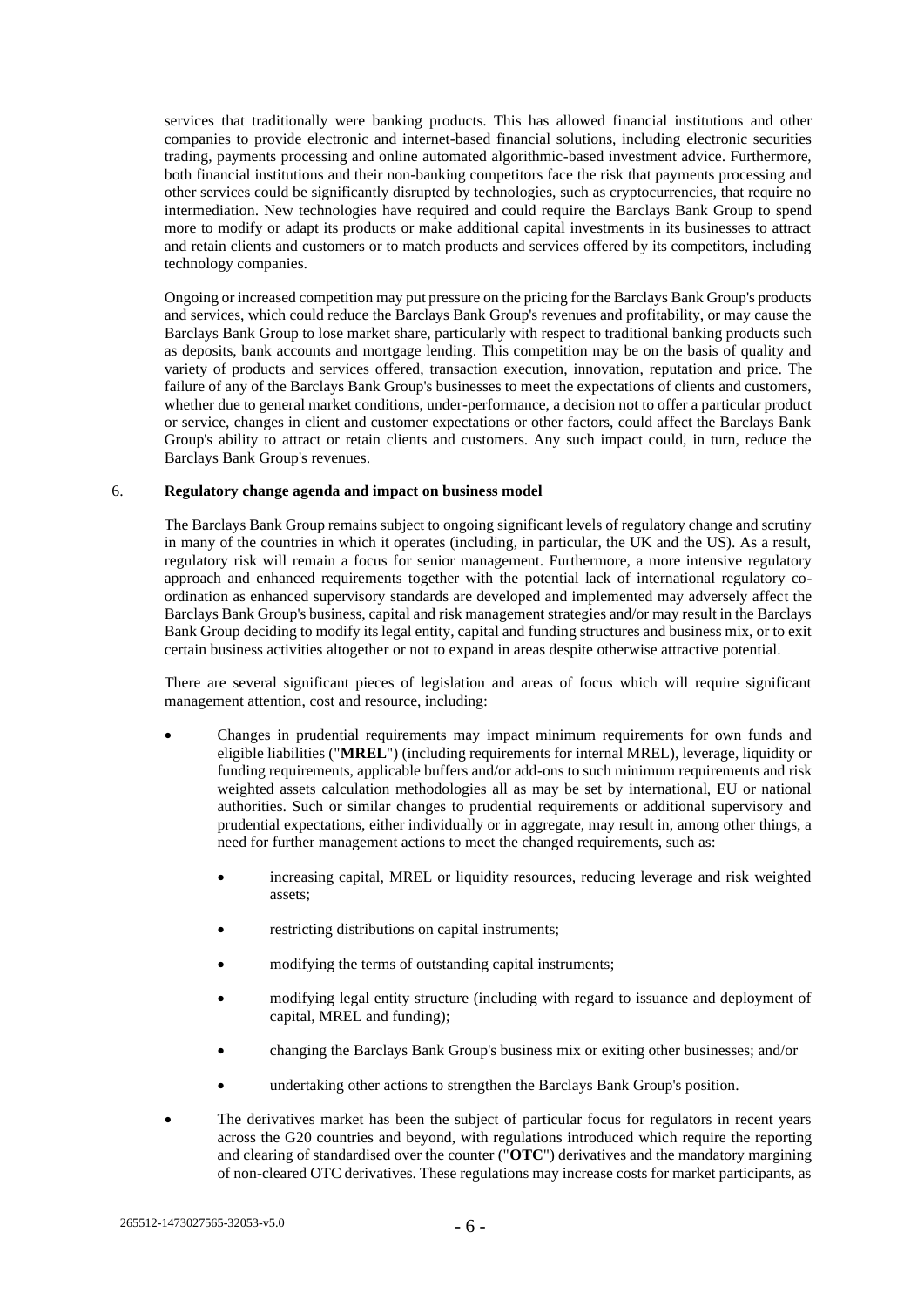services that traditionally were banking products. This has allowed financial institutions and other companies to provide electronic and internet-based financial solutions, including electronic securities trading, payments processing and online automated algorithmic-based investment advice. Furthermore, both financial institutions and their non-banking competitors face the risk that payments processing and other services could be significantly disrupted by technologies, such as cryptocurrencies, that require no intermediation. New technologies have required and could require the Barclays Bank Group to spend more to modify or adapt its products or make additional capital investments in its businesses to attract and retain clients and customers or to match products and services offered by its competitors, including technology companies.

Ongoing or increased competition may put pressure on the pricing for the Barclays Bank Group's products and services, which could reduce the Barclays Bank Group's revenues and profitability, or may cause the Barclays Bank Group to lose market share, particularly with respect to traditional banking products such as deposits, bank accounts and mortgage lending. This competition may be on the basis of quality and variety of products and services offered, transaction execution, innovation, reputation and price. The failure of any of the Barclays Bank Group's businesses to meet the expectations of clients and customers, whether due to general market conditions, under-performance, a decision not to offer a particular product or service, changes in client and customer expectations or other factors, could affect the Barclays Bank Group's ability to attract or retain clients and customers. Any such impact could, in turn, reduce the Barclays Bank Group's revenues.

6. **Regulatory change agenda and impact on business model**

The Barclays Bank Group remains subject to ongoing significant levels of regulatory change and scrutiny in many of the countries in which it operates (including, in particular, the UK and the US). As a result, regulatory risk will remain a focus for senior management. Furthermore, a more intensive regulatory approach and enhanced requirements together with the potential lack of international regulatory co-ordination as enhanced supervisory standards are developed and implemented may adversely affect the Barclays Bank Group's business, capital and risk management strategies and/or may result in the Barclays Bank Group deciding to modify its legal entity, capital and funding structures and business mix, or to exit certain business activities altogether or not to expand in areas despite otherwise attractive potential.

There are several significant pieces of legislation and areas of focus which will require significant management attention, cost and resource, including:

- Changes in prudential requirements may impact minimum requirements for own funds and eligible liabilities ("**MREL**") (including requirements for internal MREL), leverage, liquidity or funding requirements, applicable buffers and/or add-ons to such minimum requirements and risk weighted assets calculation methodologies all as may be set by international, EU or national authorities. Such or similar changes to prudential requirements or additional supervisory and prudential expectations, either individually or in aggregate, may result in, among other things, a need for further management actions to meet the changed requirements, such as:
    - increasing capital, MREL or liquidity resources, reducing leverage and risk weighted assets;
    - restricting distributions on capital instruments;
    - modifying the terms of outstanding capital instruments;
    - modifying legal entity structure (including with regard to issuance and deployment of capital, MREL and funding);
    - changing the Barclays Bank Group's business mix or exiting other businesses; and/or
    - undertaking other actions to strengthen the Barclays Bank Group's position.
- The derivatives market has been the subject of particular focus for regulators in recent years across the G20 countries and beyond, with regulations introduced which require the reporting and clearing of standardised over the counter ("**OTC**") derivatives and the mandatory margining of non-cleared OTC derivatives. These regulations may increase costs for market participants, as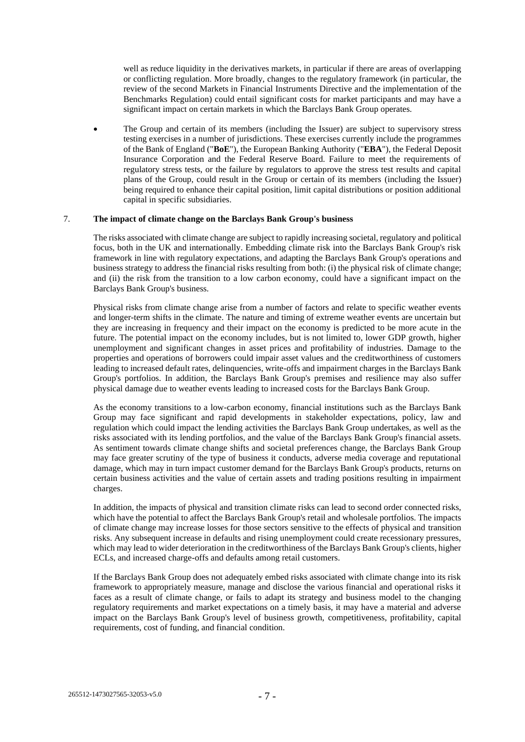well as reduce liquidity in the derivatives markets, in particular if there are areas of overlapping or conflicting regulation. More broadly, changes to the regulatory framework (in particular, the review of the second Markets in Financial Instruments Directive and the implementation of the Benchmarks Regulation) could entail significant costs for market participants and may have a significant impact on certain markets in which the Barclays Bank Group operates.

- The Group and certain of its members (including the Issuer) are subject to supervisory stress testing exercises in a number of jurisdictions. These exercises currently include the programmes of the Bank of England ("**BoE**"), the European Banking Authority ("**EBA**"), the Federal Deposit Insurance Corporation and the Federal Reserve Board. Failure to meet the requirements of regulatory stress tests, or the failure by regulators to approve the stress test results and capital plans of the Group, could result in the Group or certain of its members (including the Issuer) being required to enhance their capital position, limit capital distributions or position additional capital in specific subsidiaries.

### 7. The impact of climate change on the Barclays Bank Group's business

The risks associated with climate change are subject to rapidly increasing societal, regulatory and political focus, both in the UK and internationally. Embedding climate risk into the Barclays Bank Group's risk framework in line with regulatory expectations, and adapting the Barclays Bank Group's operations and business strategy to address the financial risks resulting from both: (i) the physical risk of climate change; and (ii) the risk from the transition to a low carbon economy, could have a significant impact on the Barclays Bank Group's business.

Physical risks from climate change arise from a number of factors and relate to specific weather events and longer-term shifts in the climate. The nature and timing of extreme weather events are uncertain but they are increasing in frequency and their impact on the economy is predicted to be more acute in the future. The potential impact on the economy includes, but is not limited to, lower GDP growth, higher unemployment and significant changes in asset prices and profitability of industries. Damage to the properties and operations of borrowers could impair asset values and the creditworthiness of customers leading to increased default rates, delinquencies, write-offs and impairment charges in the Barclays Bank Group's portfolios. In addition, the Barclays Bank Group's premises and resilience may also suffer physical damage due to weather events leading to increased costs for the Barclays Bank Group.

As the economy transitions to a low-carbon economy, financial institutions such as the Barclays Bank Group may face significant and rapid developments in stakeholder expectations, policy, law and regulation which could impact the lending activities the Barclays Bank Group undertakes, as well as the risks associated with its lending portfolios, and the value of the Barclays Bank Group's financial assets. As sentiment towards climate change shifts and societal preferences change, the Barclays Bank Group may face greater scrutiny of the type of business it conducts, adverse media coverage and reputational damage, which may in turn impact customer demand for the Barclays Bank Group's products, returns on certain business activities and the value of certain assets and trading positions resulting in impairment charges.

In addition, the impacts of physical and transition climate risks can lead to second order connected risks, which have the potential to affect the Barclays Bank Group's retail and wholesale portfolios. The impacts of climate change may increase losses for those sectors sensitive to the effects of physical and transition risks. Any subsequent increase in defaults and rising unemployment could create recessionary pressures, which may lead to wider deterioration in the creditworthiness of the Barclays Bank Group's clients, higher ECLs, and increased charge-offs and defaults among retail customers.

If the Barclays Bank Group does not adequately embed risks associated with climate change into its risk framework to appropriately measure, manage and disclose the various financial and operational risks it faces as a result of climate change, or fails to adapt its strategy and business model to the changing regulatory requirements and market expectations on a timely basis, it may have a material and adverse impact on the Barclays Bank Group's level of business growth, competitiveness, profitability, capital requirements, cost of funding, and financial condition.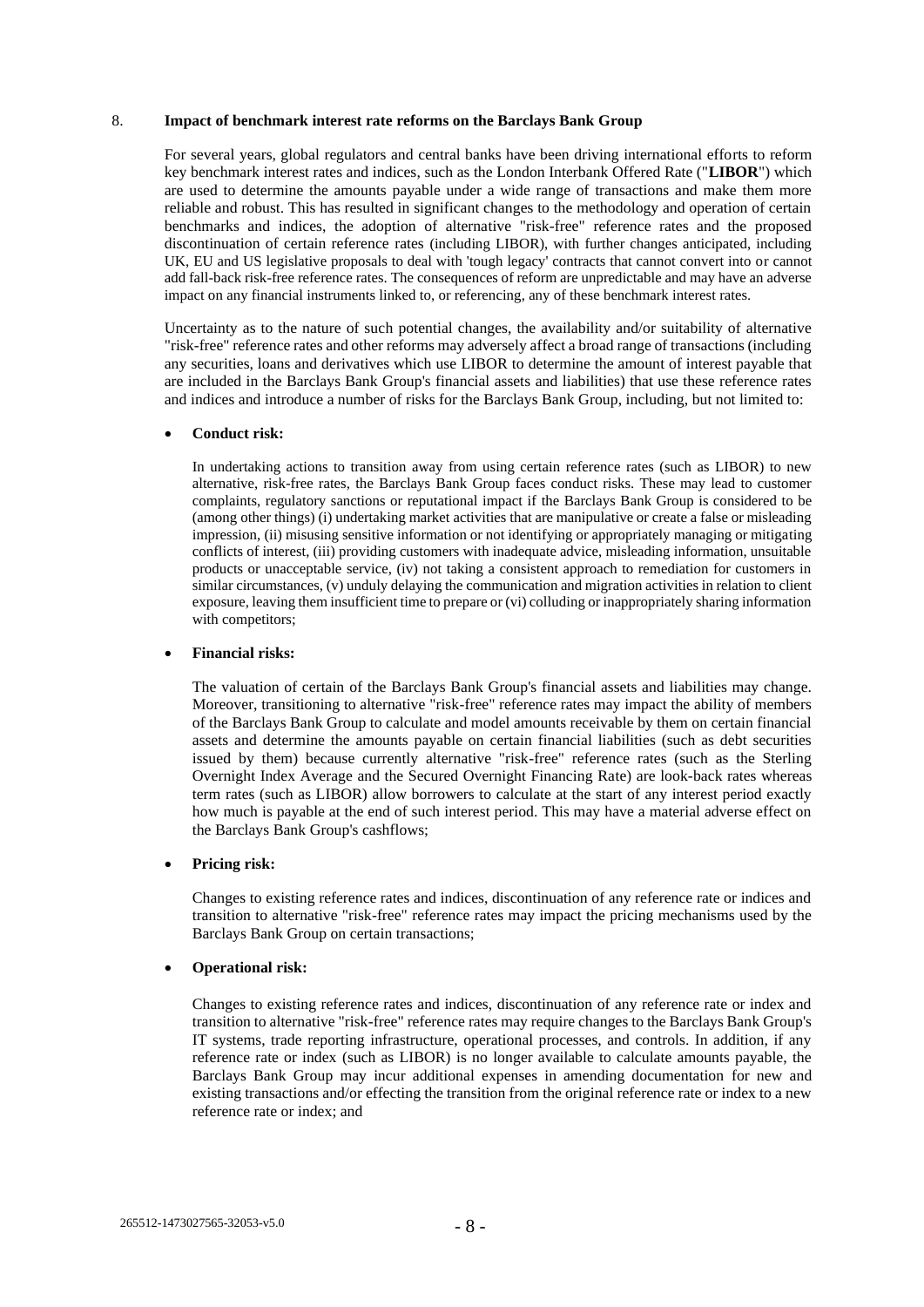## 8. **Impact of benchmark interest rate reforms on the Barclays Bank Group**

For several years, global regulators and central banks have been driving international efforts to reform key benchmark interest rates and indices, such as the London Interbank Offered Rate ("**LIBOR**") which are used to determine the amounts payable under a wide range of transactions and make them more reliable and robust. This has resulted in significant changes to the methodology and operation of certain benchmarks and indices, the adoption of alternative "risk-free" reference rates and the proposed discontinuation of certain reference rates (including LIBOR), with further changes anticipated, including UK, EU and US legislative proposals to deal with 'tough legacy' contracts that cannot convert into or cannot add fall-back risk-free reference rates. The consequences of reform are unpredictable and may have an adverse impact on any financial instruments linked to, or referencing, any of these benchmark interest rates.

Uncertainty as to the nature of such potential changes, the availability and/or suitability of alternative "risk-free" reference rates and other reforms may adversely affect a broad range of transactions (including any securities, loans and derivatives which use LIBOR to determine the amount of interest payable that are included in the Barclays Bank Group's financial assets and liabilities) that use these reference rates and indices and introduce a number of risks for the Barclays Bank Group, including, but not limited to:

- **Conduct risk:**

  In undertaking actions to transition away from using certain reference rates (such as LIBOR) to new alternative, risk-free rates, the Barclays Bank Group faces conduct risks. These may lead to customer complaints, regulatory sanctions or reputational impact if the Barclays Bank Group is considered to be (among other things) (i) undertaking market activities that are manipulative or create a false or misleading impression, (ii) misusing sensitive information or not identifying or appropriately managing or mitigating conflicts of interest, (iii) providing customers with inadequate advice, misleading information, unsuitable products or unacceptable service, (iv) not taking a consistent approach to remediation for customers in similar circumstances, (v) unduly delaying the communication and migration activities in relation to client exposure, leaving them insufficient time to prepare or (vi) colluding or inappropriately sharing information with competitors;

- **Financial risks:**

  The valuation of certain of the Barclays Bank Group's financial assets and liabilities may change. Moreover, transitioning to alternative "risk-free" reference rates may impact the ability of members of the Barclays Bank Group to calculate and model amounts receivable by them on certain financial assets and determine the amounts payable on certain financial liabilities (such as debt securities issued by them) because currently alternative "risk-free" reference rates (such as the Sterling Overnight Index Average and the Secured Overnight Financing Rate) are look-back rates whereas term rates (such as LIBOR) allow borrowers to calculate at the start of any interest period exactly how much is payable at the end of such interest period. This may have a material adverse effect on the Barclays Bank Group's cashflows;

- **Pricing risk:**

  Changes to existing reference rates and indices, discontinuation of any reference rate or indices and transition to alternative "risk-free" reference rates may impact the pricing mechanisms used by the Barclays Bank Group on certain transactions;

- **Operational risk:**

  Changes to existing reference rates and indices, discontinuation of any reference rate or index and transition to alternative "risk-free" reference rates may require changes to the Barclays Bank Group's IT systems, trade reporting infrastructure, operational processes, and controls. In addition, if any reference rate or index (such as LIBOR) is no longer available to calculate amounts payable, the Barclays Bank Group may incur additional expenses in amending documentation for new and existing transactions and/or effecting the transition from the original reference rate or index to a new reference rate or index; and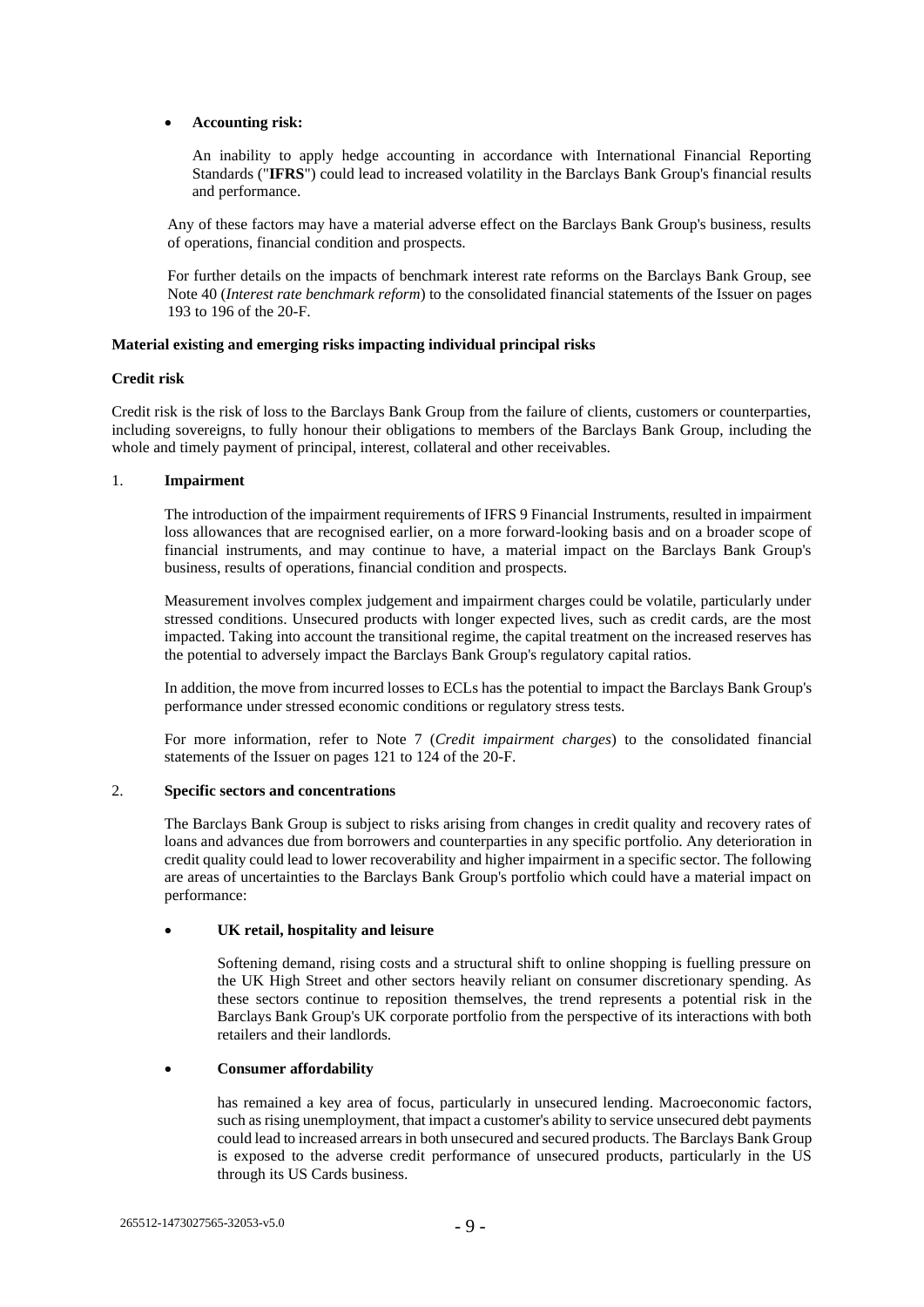- **Accounting risk:**

  An inability to apply hedge accounting in accordance with International Financial Reporting Standards ("**IFRS**") could lead to increased volatility in the Barclays Bank Group's financial results and performance.

Any of these factors may have a material adverse effect on the Barclays Bank Group's business, results of operations, financial condition and prospects.

For further details on the impacts of benchmark interest rate reforms on the Barclays Bank Group, see Note 40 (*Interest rate benchmark reform*) to the consolidated financial statements of the Issuer on pages 193 to 196 of the 20-F.

**Material existing and emerging risks impacting individual principal risks**

**Credit risk**

Credit risk is the risk of loss to the Barclays Bank Group from the failure of clients, customers or counterparties, including sovereigns, to fully honour their obligations to members of the Barclays Bank Group, including the whole and timely payment of principal, interest, collateral and other receivables.

1. **Impairment**

   The introduction of the impairment requirements of IFRS 9 Financial Instruments, resulted in impairment loss allowances that are recognised earlier, on a more forward-looking basis and on a broader scope of financial instruments, and may continue to have, a material impact on the Barclays Bank Group's business, results of operations, financial condition and prospects.

   Measurement involves complex judgement and impairment charges could be volatile, particularly under stressed conditions. Unsecured products with longer expected lives, such as credit cards, are the most impacted. Taking into account the transitional regime, the capital treatment on the increased reserves has the potential to adversely impact the Barclays Bank Group's regulatory capital ratios.

   In addition, the move from incurred losses to ECLs has the potential to impact the Barclays Bank Group's performance under stressed economic conditions or regulatory stress tests.

   For more information, refer to Note 7 (*Credit impairment charges*) to the consolidated financial statements of the Issuer on pages 121 to 124 of the 20-F.

2. **Specific sectors and concentrations**

   The Barclays Bank Group is subject to risks arising from changes in credit quality and recovery rates of loans and advances due from borrowers and counterparties in any specific portfolio. Any deterioration in credit quality could lead to lower recoverability and higher impairment in a specific sector. The following are areas of uncertainties to the Barclays Bank Group's portfolio which could have a material impact on performance:

   - **UK retail, hospitality and leisure**

     Softening demand, rising costs and a structural shift to online shopping is fuelling pressure on the UK High Street and other sectors heavily reliant on consumer discretionary spending. As these sectors continue to reposition themselves, the trend represents a potential risk in the Barclays Bank Group's UK corporate portfolio from the perspective of its interactions with both retailers and their landlords.

   - **Consumer affordability**

     has remained a key area of focus, particularly in unsecured lending. Macroeconomic factors, such as rising unemployment, that impact a customer's ability to service unsecured debt payments could lead to increased arrears in both unsecured and secured products. The Barclays Bank Group is exposed to the adverse credit performance of unsecured products, particularly in the US through its US Cards business.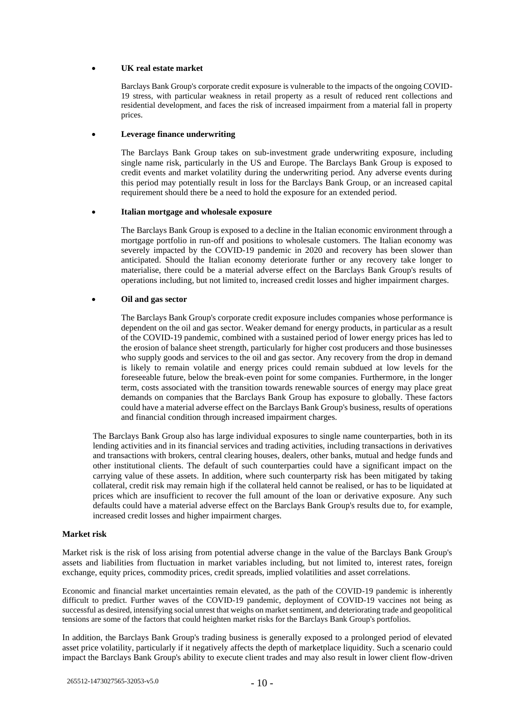- **UK real estate market**

  Barclays Bank Group's corporate credit exposure is vulnerable to the impacts of the ongoing COVID-19 stress, with particular weakness in retail property as a result of reduced rent collections and residential development, and faces the risk of increased impairment from a material fall in property prices.

- **Leverage finance underwriting**

  The Barclays Bank Group takes on sub-investment grade underwriting exposure, including single name risk, particularly in the US and Europe. The Barclays Bank Group is exposed to credit events and market volatility during the underwriting period. Any adverse events during this period may potentially result in loss for the Barclays Bank Group, or an increased capital requirement should there be a need to hold the exposure for an extended period.

- **Italian mortgage and wholesale exposure**

  The Barclays Bank Group is exposed to a decline in the Italian economic environment through a mortgage portfolio in run-off and positions to wholesale customers. The Italian economy was severely impacted by the COVID-19 pandemic in 2020 and recovery has been slower than anticipated. Should the Italian economy deteriorate further or any recovery take longer to materialise, there could be a material adverse effect on the Barclays Bank Group's results of operations including, but not limited to, increased credit losses and higher impairment charges.

- **Oil and gas sector**

  The Barclays Bank Group's corporate credit exposure includes companies whose performance is dependent on the oil and gas sector. Weaker demand for energy products, in particular as a result of the COVID-19 pandemic, combined with a sustained period of lower energy prices has led to the erosion of balance sheet strength, particularly for higher cost producers and those businesses who supply goods and services to the oil and gas sector. Any recovery from the drop in demand is likely to remain volatile and energy prices could remain subdued at low levels for the foreseeable future, below the break-even point for some companies. Furthermore, in the longer term, costs associated with the transition towards renewable sources of energy may place great demands on companies that the Barclays Bank Group has exposure to globally. These factors could have a material adverse effect on the Barclays Bank Group's business, results of operations and financial condition through increased impairment charges.

The Barclays Bank Group also has large individual exposures to single name counterparties, both in its lending activities and in its financial services and trading activities, including transactions in derivatives and transactions with brokers, central clearing houses, dealers, other banks, mutual and hedge funds and other institutional clients. The default of such counterparties could have a significant impact on the carrying value of these assets. In addition, where such counterparty risk has been mitigated by taking collateral, credit risk may remain high if the collateral held cannot be realised, or has to be liquidated at prices which are insufficient to recover the full amount of the loan or derivative exposure. Any such defaults could have a material adverse effect on the Barclays Bank Group's results due to, for example, increased credit losses and higher impairment charges.

**Market risk**

Market risk is the risk of loss arising from potential adverse change in the value of the Barclays Bank Group's assets and liabilities from fluctuation in market variables including, but not limited to, interest rates, foreign exchange, equity prices, commodity prices, credit spreads, implied volatilities and asset correlations.

Economic and financial market uncertainties remain elevated, as the path of the COVID-19 pandemic is inherently difficult to predict. Further waves of the COVID-19 pandemic, deployment of COVID-19 vaccines not being as successful as desired, intensifying social unrest that weighs on market sentiment, and deteriorating trade and geopolitical tensions are some of the factors that could heighten market risks for the Barclays Bank Group's portfolios.

In addition, the Barclays Bank Group's trading business is generally exposed to a prolonged period of elevated asset price volatility, particularly if it negatively affects the depth of marketplace liquidity. Such a scenario could impact the Barclays Bank Group's ability to execute client trades and may also result in lower client flow-driven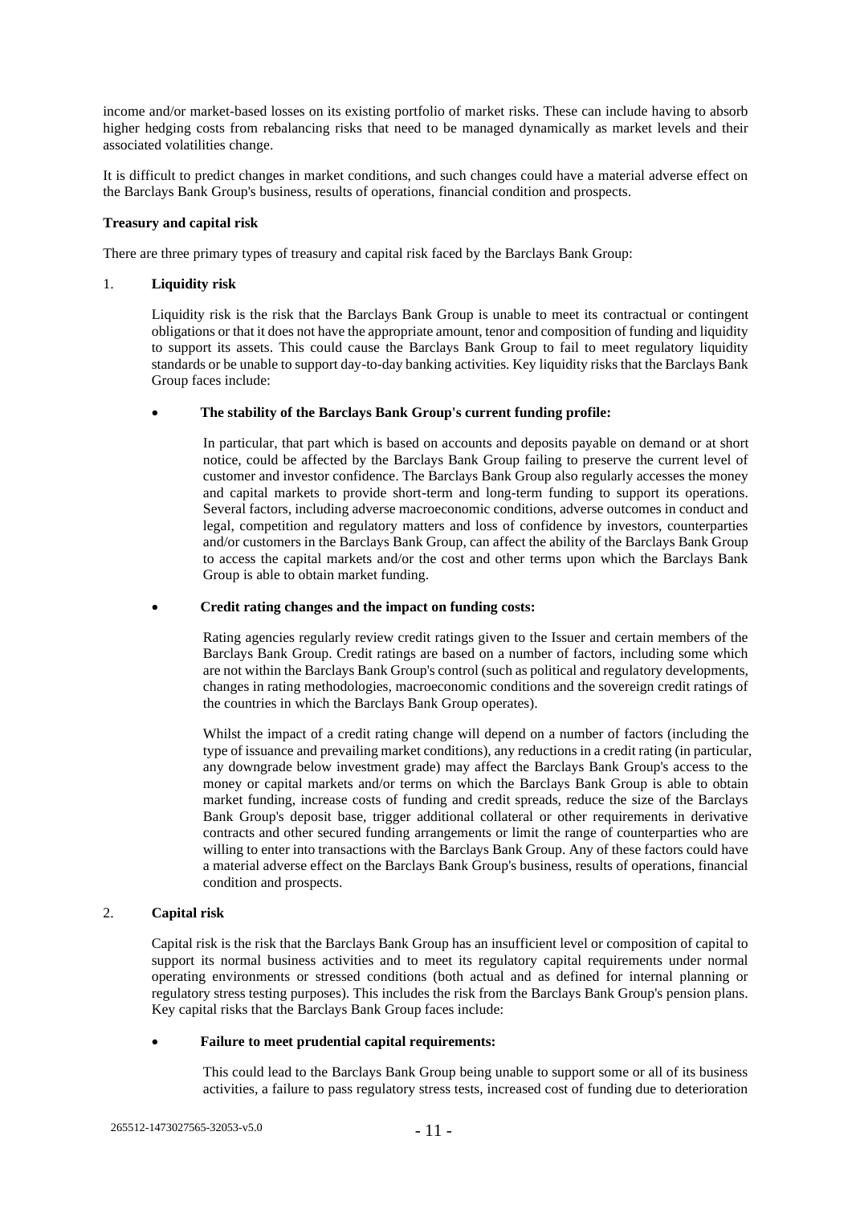income and/or market-based losses on its existing portfolio of market risks. These can include having to absorb higher hedging costs from rebalancing risks that need to be managed dynamically as market levels and their associated volatilities change.

It is difficult to predict changes in market conditions, and such changes could have a material adverse effect on the Barclays Bank Group's business, results of operations, financial condition and prospects.

**Treasury and capital risk**

There are three primary types of treasury and capital risk faced by the Barclays Bank Group:

1. **Liquidity risk**

   Liquidity risk is the risk that the Barclays Bank Group is unable to meet its contractual or contingent obligations or that it does not have the appropriate amount, tenor and composition of funding and liquidity to support its assets. This could cause the Barclays Bank Group to fail to meet regulatory liquidity standards or be unable to support day-to-day banking activities. Key liquidity risks that the Barclays Bank Group faces include:

   - **The stability of the Barclays Bank Group's current funding profile:**

     In particular, that part which is based on accounts and deposits payable on demand or at short notice, could be affected by the Barclays Bank Group failing to preserve the current level of customer and investor confidence. The Barclays Bank Group also regularly accesses the money and capital markets to provide short-term and long-term funding to support its operations. Several factors, including adverse macroeconomic conditions, adverse outcomes in conduct and legal, competition and regulatory matters and loss of confidence by investors, counterparties and/or customers in the Barclays Bank Group, can affect the ability of the Barclays Bank Group to access the capital markets and/or the cost and other terms upon which the Barclays Bank Group is able to obtain market funding.

   - **Credit rating changes and the impact on funding costs:**

     Rating agencies regularly review credit ratings given to the Issuer and certain members of the Barclays Bank Group. Credit ratings are based on a number of factors, including some which are not within the Barclays Bank Group's control (such as political and regulatory developments, changes in rating methodologies, macroeconomic conditions and the sovereign credit ratings of the countries in which the Barclays Bank Group operates).

     Whilst the impact of a credit rating change will depend on a number of factors (including the type of issuance and prevailing market conditions), any reductions in a credit rating (in particular, any downgrade below investment grade) may affect the Barclays Bank Group's access to the money or capital markets and/or terms on which the Barclays Bank Group is able to obtain market funding, increase costs of funding and credit spreads, reduce the size of the Barclays Bank Group's deposit base, trigger additional collateral or other requirements in derivative contracts and other secured funding arrangements or limit the range of counterparties who are willing to enter into transactions with the Barclays Bank Group. Any of these factors could have a material adverse effect on the Barclays Bank Group's business, results of operations, financial condition and prospects.

2. **Capital risk**

   Capital risk is the risk that the Barclays Bank Group has an insufficient level or composition of capital to support its normal business activities and to meet its regulatory capital requirements under normal operating environments or stressed conditions (both actual and as defined for internal planning or regulatory stress testing purposes). This includes the risk from the Barclays Bank Group's pension plans. Key capital risks that the Barclays Bank Group faces include:

   - **Failure to meet prudential capital requirements:**

     This could lead to the Barclays Bank Group being unable to support some or all of its business activities, a failure to pass regulatory stress tests, increased cost of funding due to deterioration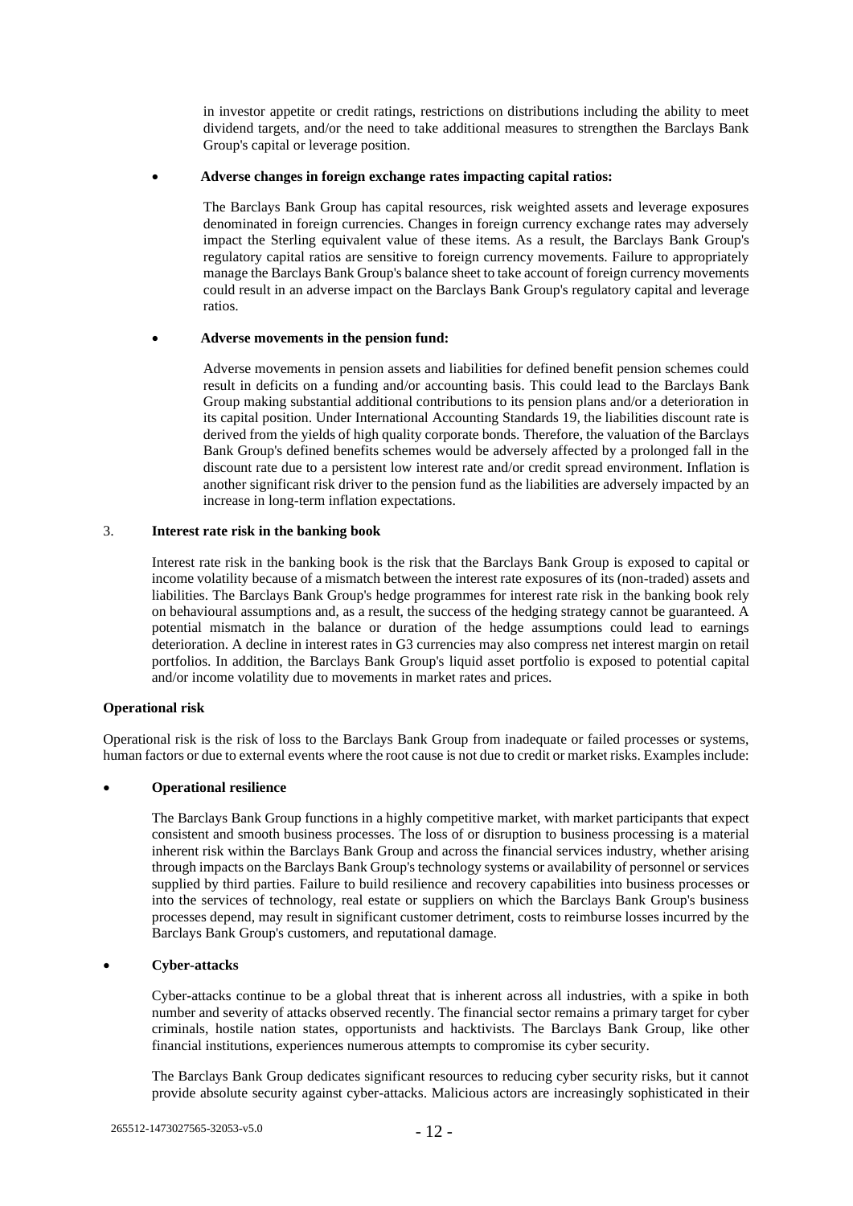in investor appetite or credit ratings, restrictions on distributions including the ability to meet dividend targets, and/or the need to take additional measures to strengthen the Barclays Bank Group's capital or leverage position.

- **Adverse changes in foreign exchange rates impacting capital ratios:**

  The Barclays Bank Group has capital resources, risk weighted assets and leverage exposures denominated in foreign currencies. Changes in foreign currency exchange rates may adversely impact the Sterling equivalent value of these items. As a result, the Barclays Bank Group's regulatory capital ratios are sensitive to foreign currency movements. Failure to appropriately manage the Barclays Bank Group's balance sheet to take account of foreign currency movements could result in an adverse impact on the Barclays Bank Group's regulatory capital and leverage ratios.

- **Adverse movements in the pension fund:**

  Adverse movements in pension assets and liabilities for defined benefit pension schemes could result in deficits on a funding and/or accounting basis. This could lead to the Barclays Bank Group making substantial additional contributions to its pension plans and/or a deterioration in its capital position. Under International Accounting Standards 19, the liabilities discount rate is derived from the yields of high quality corporate bonds. Therefore, the valuation of the Barclays Bank Group's defined benefits schemes would be adversely affected by a prolonged fall in the discount rate due to a persistent low interest rate and/or credit spread environment. Inflation is another significant risk driver to the pension fund as the liabilities are adversely impacted by an increase in long-term inflation expectations.

3. **Interest rate risk in the banking book**

   Interest rate risk in the banking book is the risk that the Barclays Bank Group is exposed to capital or income volatility because of a mismatch between the interest rate exposures of its (non-traded) assets and liabilities. The Barclays Bank Group's hedge programmes for interest rate risk in the banking book rely on behavioural assumptions and, as a result, the success of the hedging strategy cannot be guaranteed. A potential mismatch in the balance or duration of the hedge assumptions could lead to earnings deterioration. A decline in interest rates in G3 currencies may also compress net interest margin on retail portfolios. In addition, the Barclays Bank Group's liquid asset portfolio is exposed to potential capital and/or income volatility due to movements in market rates and prices.

**Operational risk**

Operational risk is the risk of loss to the Barclays Bank Group from inadequate or failed processes or systems, human factors or due to external events where the root cause is not due to credit or market risks. Examples include:

- **Operational resilience**

  The Barclays Bank Group functions in a highly competitive market, with market participants that expect consistent and smooth business processes. The loss of or disruption to business processing is a material inherent risk within the Barclays Bank Group and across the financial services industry, whether arising through impacts on the Barclays Bank Group's technology systems or availability of personnel or services supplied by third parties. Failure to build resilience and recovery capabilities into business processes or into the services of technology, real estate or suppliers on which the Barclays Bank Group's business processes depend, may result in significant customer detriment, costs to reimburse losses incurred by the Barclays Bank Group's customers, and reputational damage.

- **Cyber-attacks**

  Cyber-attacks continue to be a global threat that is inherent across all industries, with a spike in both number and severity of attacks observed recently. The financial sector remains a primary target for cyber criminals, hostile nation states, opportunists and hacktivists. The Barclays Bank Group, like other financial institutions, experiences numerous attempts to compromise its cyber security.

  The Barclays Bank Group dedicates significant resources to reducing cyber security risks, but it cannot provide absolute security against cyber-attacks. Malicious actors are increasingly sophisticated in their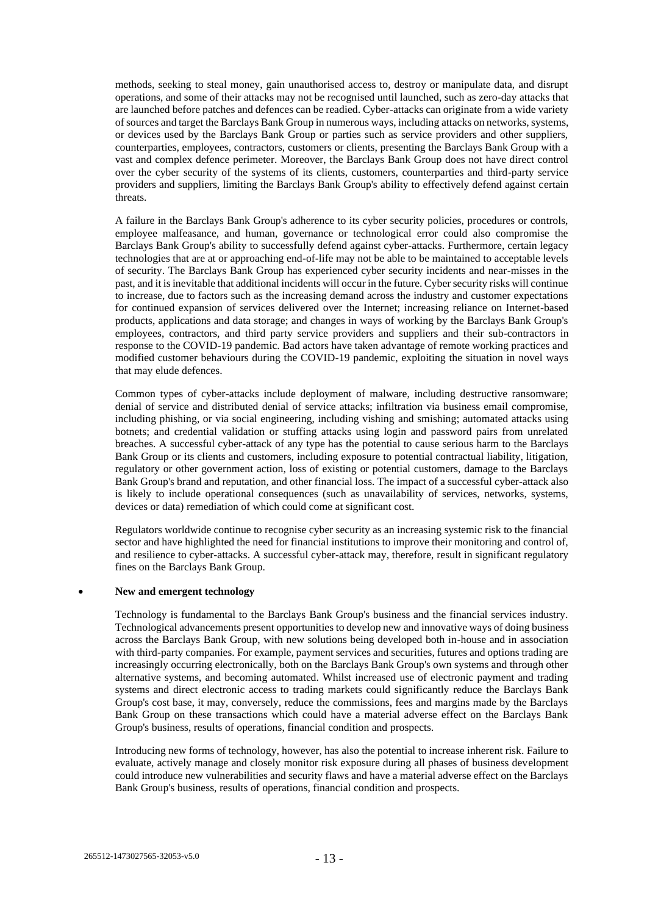methods, seeking to steal money, gain unauthorised access to, destroy or manipulate data, and disrupt operations, and some of their attacks may not be recognised until launched, such as zero-day attacks that are launched before patches and defences can be readied. Cyber-attacks can originate from a wide variety of sources and target the Barclays Bank Group in numerous ways, including attacks on networks, systems, or devices used by the Barclays Bank Group or parties such as service providers and other suppliers, counterparties, employees, contractors, customers or clients, presenting the Barclays Bank Group with a vast and complex defence perimeter. Moreover, the Barclays Bank Group does not have direct control over the cyber security of the systems of its clients, customers, counterparties and third-party service providers and suppliers, limiting the Barclays Bank Group's ability to effectively defend against certain threats.

A failure in the Barclays Bank Group's adherence to its cyber security policies, procedures or controls, employee malfeasance, and human, governance or technological error could also compromise the Barclays Bank Group's ability to successfully defend against cyber-attacks. Furthermore, certain legacy technologies that are at or approaching end-of-life may not be able to be maintained to acceptable levels of security. The Barclays Bank Group has experienced cyber security incidents and near-misses in the past, and it is inevitable that additional incidents will occur in the future. Cyber security risks will continue to increase, due to factors such as the increasing demand across the industry and customer expectations for continued expansion of services delivered over the Internet; increasing reliance on Internet-based products, applications and data storage; and changes in ways of working by the Barclays Bank Group's employees, contractors, and third party service providers and suppliers and their sub-contractors in response to the COVID-19 pandemic. Bad actors have taken advantage of remote working practices and modified customer behaviours during the COVID-19 pandemic, exploiting the situation in novel ways that may elude defences.

Common types of cyber-attacks include deployment of malware, including destructive ransomware; denial of service and distributed denial of service attacks; infiltration via business email compromise, including phishing, or via social engineering, including vishing and smishing; automated attacks using botnets; and credential validation or stuffing attacks using login and password pairs from unrelated breaches. A successful cyber-attack of any type has the potential to cause serious harm to the Barclays Bank Group or its clients and customers, including exposure to potential contractual liability, litigation, regulatory or other government action, loss of existing or potential customers, damage to the Barclays Bank Group's brand and reputation, and other financial loss. The impact of a successful cyber-attack also is likely to include operational consequences (such as unavailability of services, networks, systems, devices or data) remediation of which could come at significant cost.

Regulators worldwide continue to recognise cyber security as an increasing systemic risk to the financial sector and have highlighted the need for financial institutions to improve their monitoring and control of, and resilience to cyber-attacks. A successful cyber-attack may, therefore, result in significant regulatory fines on the Barclays Bank Group.

- **New and emergent technology**

  Technology is fundamental to the Barclays Bank Group's business and the financial services industry. Technological advancements present opportunities to develop new and innovative ways of doing business across the Barclays Bank Group, with new solutions being developed both in-house and in association with third-party companies. For example, payment services and securities, futures and options trading are increasingly occurring electronically, both on the Barclays Bank Group's own systems and through other alternative systems, and becoming automated. Whilst increased use of electronic payment and trading systems and direct electronic access to trading markets could significantly reduce the Barclays Bank Group's cost base, it may, conversely, reduce the commissions, fees and margins made by the Barclays Bank Group on these transactions which could have a material adverse effect on the Barclays Bank Group's business, results of operations, financial condition and prospects.

  Introducing new forms of technology, however, has also the potential to increase inherent risk. Failure to evaluate, actively manage and closely monitor risk exposure during all phases of business development could introduce new vulnerabilities and security flaws and have a material adverse effect on the Barclays Bank Group's business, results of operations, financial condition and prospects.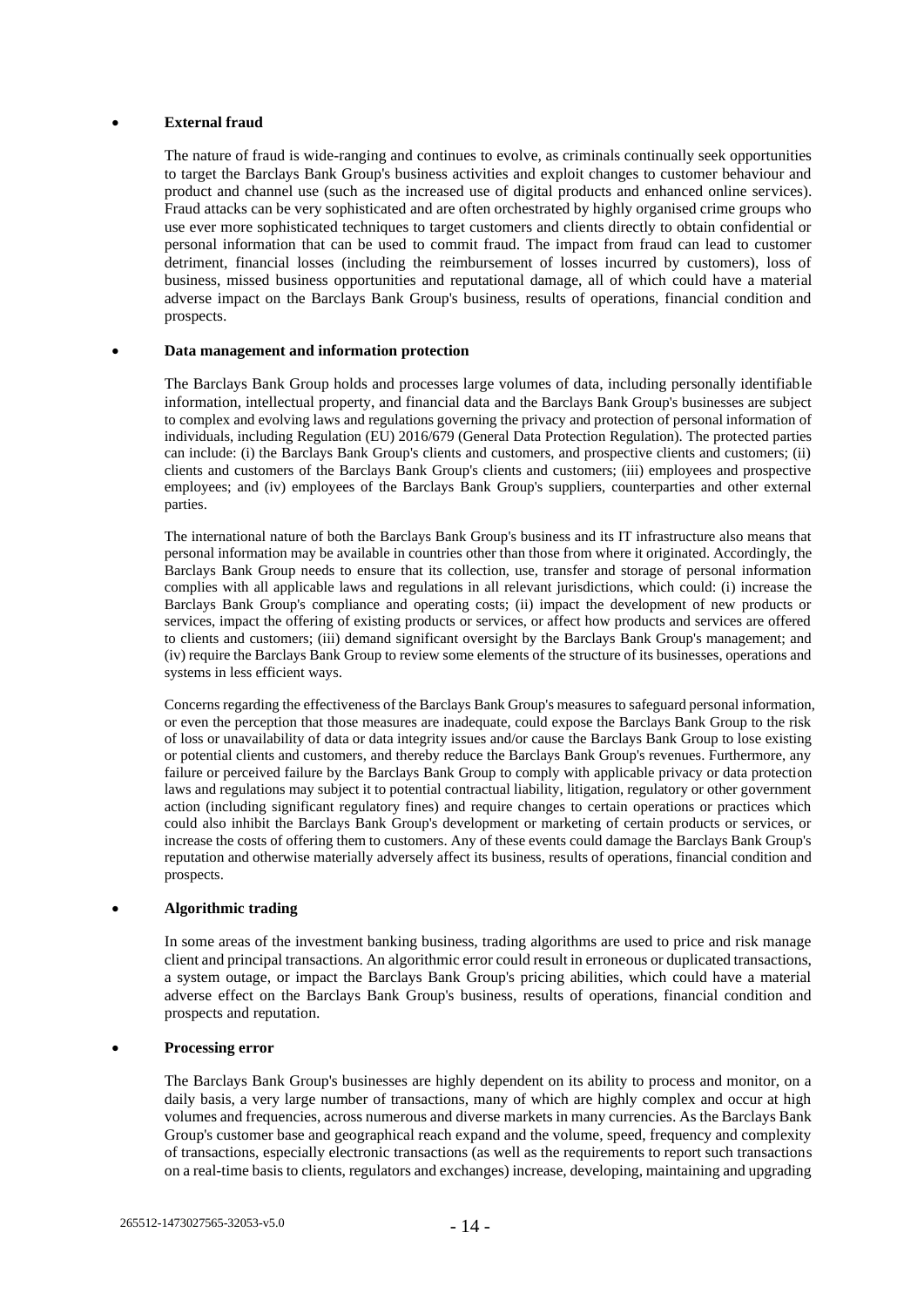- **External fraud**

  The nature of fraud is wide-ranging and continues to evolve, as criminals continually seek opportunities to target the Barclays Bank Group's business activities and exploit changes to customer behaviour and product and channel use (such as the increased use of digital products and enhanced online services). Fraud attacks can be very sophisticated and are often orchestrated by highly organised crime groups who use ever more sophisticated techniques to target customers and clients directly to obtain confidential or personal information that can be used to commit fraud. The impact from fraud can lead to customer detriment, financial losses (including the reimbursement of losses incurred by customers), loss of business, missed business opportunities and reputational damage, all of which could have a material adverse impact on the Barclays Bank Group's business, results of operations, financial condition and prospects.

- **Data management and information protection**

  The Barclays Bank Group holds and processes large volumes of data, including personally identifiable information, intellectual property, and financial data and the Barclays Bank Group's businesses are subject to complex and evolving laws and regulations governing the privacy and protection of personal information of individuals, including Regulation (EU) 2016/679 (General Data Protection Regulation). The protected parties can include: (i) the Barclays Bank Group's clients and customers, and prospective clients and customers; (ii) clients and customers of the Barclays Bank Group's clients and customers; (iii) employees and prospective employees; and (iv) employees of the Barclays Bank Group's suppliers, counterparties and other external parties.

  The international nature of both the Barclays Bank Group's business and its IT infrastructure also means that personal information may be available in countries other than those from where it originated. Accordingly, the Barclays Bank Group needs to ensure that its collection, use, transfer and storage of personal information complies with all applicable laws and regulations in all relevant jurisdictions, which could: (i) increase the Barclays Bank Group's compliance and operating costs; (ii) impact the development of new products or services, impact the offering of existing products or services, or affect how products and services are offered to clients and customers; (iii) demand significant oversight by the Barclays Bank Group's management; and (iv) require the Barclays Bank Group to review some elements of the structure of its businesses, operations and systems in less efficient ways.

  Concerns regarding the effectiveness of the Barclays Bank Group's measures to safeguard personal information, or even the perception that those measures are inadequate, could expose the Barclays Bank Group to the risk of loss or unavailability of data or data integrity issues and/or cause the Barclays Bank Group to lose existing or potential clients and customers, and thereby reduce the Barclays Bank Group's revenues. Furthermore, any failure or perceived failure by the Barclays Bank Group to comply with applicable privacy or data protection laws and regulations may subject it to potential contractual liability, litigation, regulatory or other government action (including significant regulatory fines) and require changes to certain operations or practices which could also inhibit the Barclays Bank Group's development or marketing of certain products or services, or increase the costs of offering them to customers. Any of these events could damage the Barclays Bank Group's reputation and otherwise materially adversely affect its business, results of operations, financial condition and prospects.

- **Algorithmic trading**

  In some areas of the investment banking business, trading algorithms are used to price and risk manage client and principal transactions. An algorithmic error could result in erroneous or duplicated transactions, a system outage, or impact the Barclays Bank Group's pricing abilities, which could have a material adverse effect on the Barclays Bank Group's business, results of operations, financial condition and prospects and reputation.

- **Processing error**

  The Barclays Bank Group's businesses are highly dependent on its ability to process and monitor, on a daily basis, a very large number of transactions, many of which are highly complex and occur at high volumes and frequencies, across numerous and diverse markets in many currencies. As the Barclays Bank Group's customer base and geographical reach expand and the volume, speed, frequency and complexity of transactions, especially electronic transactions (as well as the requirements to report such transactions on a real-time basis to clients, regulators and exchanges) increase, developing, maintaining and upgrading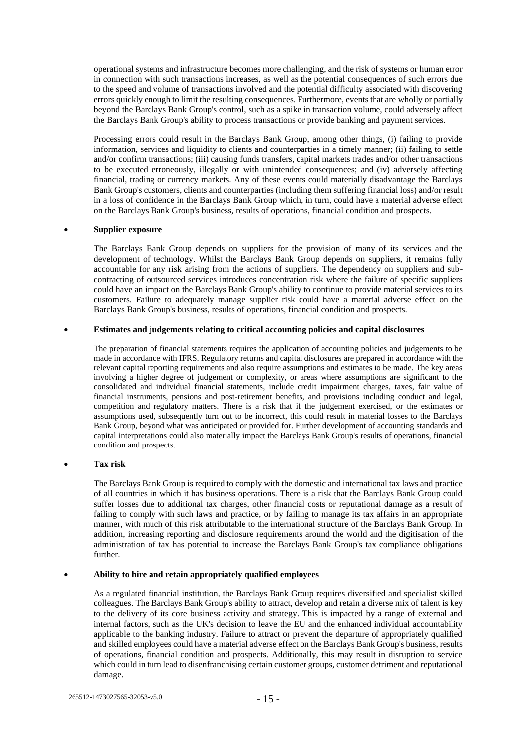operational systems and infrastructure becomes more challenging, and the risk of systems or human error in connection with such transactions increases, as well as the potential consequences of such errors due to the speed and volume of transactions involved and the potential difficulty associated with discovering errors quickly enough to limit the resulting consequences. Furthermore, events that are wholly or partially beyond the Barclays Bank Group's control, such as a spike in transaction volume, could adversely affect the Barclays Bank Group's ability to process transactions or provide banking and payment services.

Processing errors could result in the Barclays Bank Group, among other things, (i) failing to provide information, services and liquidity to clients and counterparties in a timely manner; (ii) failing to settle and/or confirm transactions; (iii) causing funds transfers, capital markets trades and/or other transactions to be executed erroneously, illegally or with unintended consequences; and (iv) adversely affecting financial, trading or currency markets. Any of these events could materially disadvantage the Barclays Bank Group's customers, clients and counterparties (including them suffering financial loss) and/or result in a loss of confidence in the Barclays Bank Group which, in turn, could have a material adverse effect on the Barclays Bank Group's business, results of operations, financial condition and prospects.

- **Supplier exposure**

  The Barclays Bank Group depends on suppliers for the provision of many of its services and the development of technology. Whilst the Barclays Bank Group depends on suppliers, it remains fully accountable for any risk arising from the actions of suppliers. The dependency on suppliers and sub-contracting of outsourced services introduces concentration risk where the failure of specific suppliers could have an impact on the Barclays Bank Group's ability to continue to provide material services to its customers. Failure to adequately manage supplier risk could have a material adverse effect on the Barclays Bank Group's business, results of operations, financial condition and prospects.

- **Estimates and judgements relating to critical accounting policies and capital disclosures**

  The preparation of financial statements requires the application of accounting policies and judgements to be made in accordance with IFRS. Regulatory returns and capital disclosures are prepared in accordance with the relevant capital reporting requirements and also require assumptions and estimates to be made. The key areas involving a higher degree of judgement or complexity, or areas where assumptions are significant to the consolidated and individual financial statements, include credit impairment charges, taxes, fair value of financial instruments, pensions and post-retirement benefits, and provisions including conduct and legal, competition and regulatory matters. There is a risk that if the judgement exercised, or the estimates or assumptions used, subsequently turn out to be incorrect, this could result in material losses to the Barclays Bank Group, beyond what was anticipated or provided for. Further development of accounting standards and capital interpretations could also materially impact the Barclays Bank Group's results of operations, financial condition and prospects.

- **Tax risk**

  The Barclays Bank Group is required to comply with the domestic and international tax laws and practice of all countries in which it has business operations. There is a risk that the Barclays Bank Group could suffer losses due to additional tax charges, other financial costs or reputational damage as a result of failing to comply with such laws and practice, or by failing to manage its tax affairs in an appropriate manner, with much of this risk attributable to the international structure of the Barclays Bank Group. In addition, increasing reporting and disclosure requirements around the world and the digitisation of the administration of tax has potential to increase the Barclays Bank Group's tax compliance obligations further.

- **Ability to hire and retain appropriately qualified employees**

  As a regulated financial institution, the Barclays Bank Group requires diversified and specialist skilled colleagues. The Barclays Bank Group's ability to attract, develop and retain a diverse mix of talent is key to the delivery of its core business activity and strategy. This is impacted by a range of external and internal factors, such as the UK's decision to leave the EU and the enhanced individual accountability applicable to the banking industry. Failure to attract or prevent the departure of appropriately qualified and skilled employees could have a material adverse effect on the Barclays Bank Group's business, results of operations, financial condition and prospects. Additionally, this may result in disruption to service which could in turn lead to disenfranchising certain customer groups, customer detriment and reputational damage.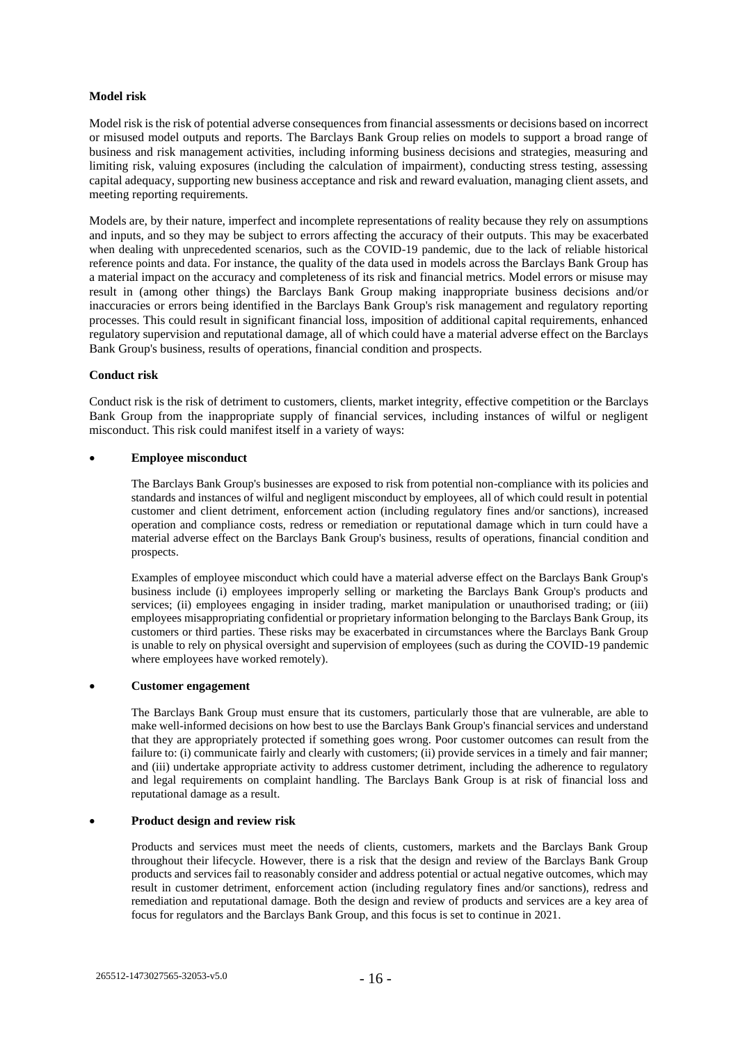**Model risk**

Model risk is the risk of potential adverse consequences from financial assessments or decisions based on incorrect or misused model outputs and reports. The Barclays Bank Group relies on models to support a broad range of business and risk management activities, including informing business decisions and strategies, measuring and limiting risk, valuing exposures (including the calculation of impairment), conducting stress testing, assessing capital adequacy, supporting new business acceptance and risk and reward evaluation, managing client assets, and meeting reporting requirements.

Models are, by their nature, imperfect and incomplete representations of reality because they rely on assumptions and inputs, and so they may be subject to errors affecting the accuracy of their outputs. This may be exacerbated when dealing with unprecedented scenarios, such as the COVID-19 pandemic, due to the lack of reliable historical reference points and data. For instance, the quality of the data used in models across the Barclays Bank Group has a material impact on the accuracy and completeness of its risk and financial metrics. Model errors or misuse may result in (among other things) the Barclays Bank Group making inappropriate business decisions and/or inaccuracies or errors being identified in the Barclays Bank Group's risk management and regulatory reporting processes. This could result in significant financial loss, imposition of additional capital requirements, enhanced regulatory supervision and reputational damage, all of which could have a material adverse effect on the Barclays Bank Group's business, results of operations, financial condition and prospects.

**Conduct risk**

Conduct risk is the risk of detriment to customers, clients, market integrity, effective competition or the Barclays Bank Group from the inappropriate supply of financial services, including instances of wilful or negligent misconduct. This risk could manifest itself in a variety of ways:

- **Employee misconduct**

  The Barclays Bank Group's businesses are exposed to risk from potential non-compliance with its policies and standards and instances of wilful and negligent misconduct by employees, all of which could result in potential customer and client detriment, enforcement action (including regulatory fines and/or sanctions), increased operation and compliance costs, redress or remediation or reputational damage which in turn could have a material adverse effect on the Barclays Bank Group's business, results of operations, financial condition and prospects.

  Examples of employee misconduct which could have a material adverse effect on the Barclays Bank Group's business include (i) employees improperly selling or marketing the Barclays Bank Group's products and services; (ii) employees engaging in insider trading, market manipulation or unauthorised trading; or (iii) employees misappropriating confidential or proprietary information belonging to the Barclays Bank Group, its customers or third parties. These risks may be exacerbated in circumstances where the Barclays Bank Group is unable to rely on physical oversight and supervision of employees (such as during the COVID-19 pandemic where employees have worked remotely).

- **Customer engagement**

  The Barclays Bank Group must ensure that its customers, particularly those that are vulnerable, are able to make well-informed decisions on how best to use the Barclays Bank Group's financial services and understand that they are appropriately protected if something goes wrong. Poor customer outcomes can result from the failure to: (i) communicate fairly and clearly with customers; (ii) provide services in a timely and fair manner; and (iii) undertake appropriate activity to address customer detriment, including the adherence to regulatory and legal requirements on complaint handling. The Barclays Bank Group is at risk of financial loss and reputational damage as a result.

- **Product design and review risk**

  Products and services must meet the needs of clients, customers, markets and the Barclays Bank Group throughout their lifecycle. However, there is a risk that the design and review of the Barclays Bank Group products and services fail to reasonably consider and address potential or actual negative outcomes, which may result in customer detriment, enforcement action (including regulatory fines and/or sanctions), redress and remediation and reputational damage. Both the design and review of products and services are a key area of focus for regulators and the Barclays Bank Group, and this focus is set to continue in 2021.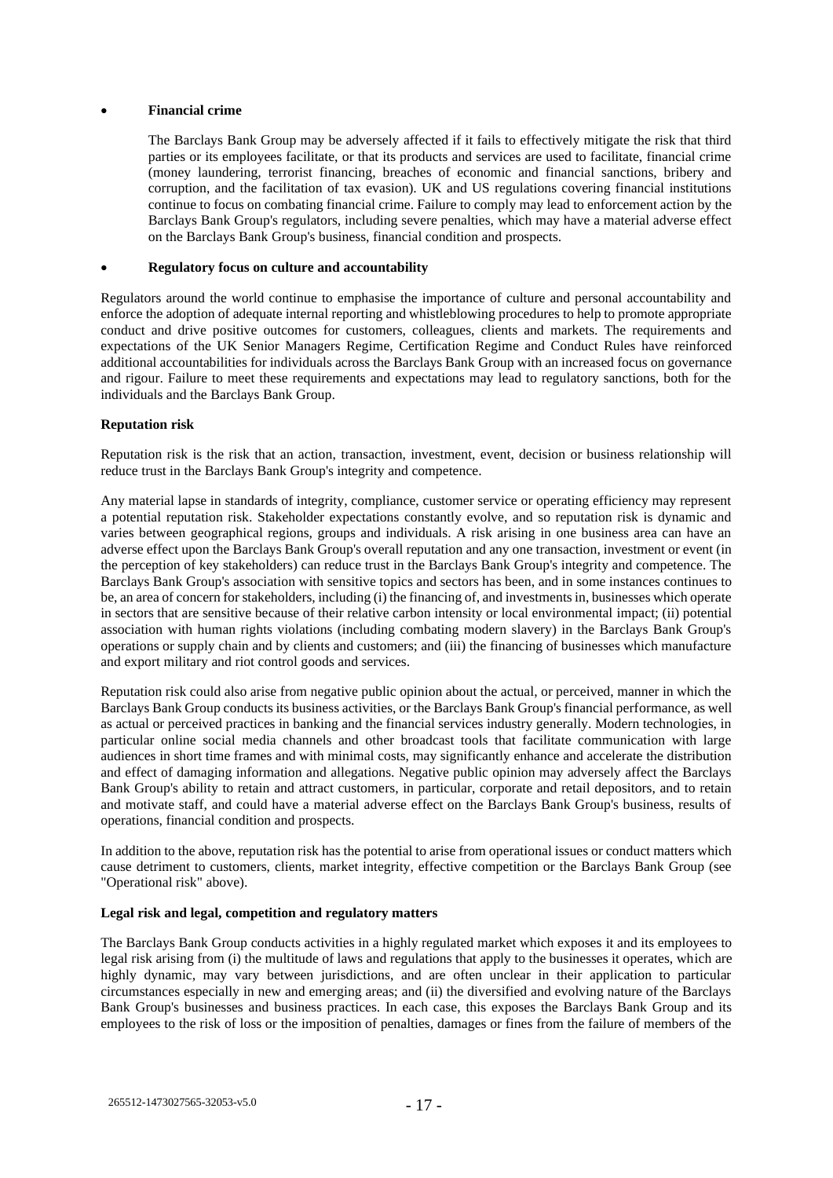- **Financial crime**

  The Barclays Bank Group may be adversely affected if it fails to effectively mitigate the risk that third parties or its employees facilitate, or that its products and services are used to facilitate, financial crime (money laundering, terrorist financing, breaches of economic and financial sanctions, bribery and corruption, and the facilitation of tax evasion). UK and US regulations covering financial institutions continue to focus on combating financial crime. Failure to comply may lead to enforcement action by the Barclays Bank Group's regulators, including severe penalties, which may have a material adverse effect on the Barclays Bank Group's business, financial condition and prospects.

- **Regulatory focus on culture and accountability**

Regulators around the world continue to emphasise the importance of culture and personal accountability and enforce the adoption of adequate internal reporting and whistleblowing procedures to help to promote appropriate conduct and drive positive outcomes for customers, colleagues, clients and markets. The requirements and expectations of the UK Senior Managers Regime, Certification Regime and Conduct Rules have reinforced additional accountabilities for individuals across the Barclays Bank Group with an increased focus on governance and rigour. Failure to meet these requirements and expectations may lead to regulatory sanctions, both for the individuals and the Barclays Bank Group.

**Reputation risk**

Reputation risk is the risk that an action, transaction, investment, event, decision or business relationship will reduce trust in the Barclays Bank Group's integrity and competence.

Any material lapse in standards of integrity, compliance, customer service or operating efficiency may represent a potential reputation risk. Stakeholder expectations constantly evolve, and so reputation risk is dynamic and varies between geographical regions, groups and individuals. A risk arising in one business area can have an adverse effect upon the Barclays Bank Group's overall reputation and any one transaction, investment or event (in the perception of key stakeholders) can reduce trust in the Barclays Bank Group's integrity and competence. The Barclays Bank Group's association with sensitive topics and sectors has been, and in some instances continues to be, an area of concern for stakeholders, including (i) the financing of, and investments in, businesses which operate in sectors that are sensitive because of their relative carbon intensity or local environmental impact; (ii) potential association with human rights violations (including combating modern slavery) in the Barclays Bank Group's operations or supply chain and by clients and customers; and (iii) the financing of businesses which manufacture and export military and riot control goods and services.

Reputation risk could also arise from negative public opinion about the actual, or perceived, manner in which the Barclays Bank Group conducts its business activities, or the Barclays Bank Group's financial performance, as well as actual or perceived practices in banking and the financial services industry generally. Modern technologies, in particular online social media channels and other broadcast tools that facilitate communication with large audiences in short time frames and with minimal costs, may significantly enhance and accelerate the distribution and effect of damaging information and allegations. Negative public opinion may adversely affect the Barclays Bank Group's ability to retain and attract customers, in particular, corporate and retail depositors, and to retain and motivate staff, and could have a material adverse effect on the Barclays Bank Group's business, results of operations, financial condition and prospects.

In addition to the above, reputation risk has the potential to arise from operational issues or conduct matters which cause detriment to customers, clients, market integrity, effective competition or the Barclays Bank Group (see "Operational risk" above).

**Legal risk and legal, competition and regulatory matters**

The Barclays Bank Group conducts activities in a highly regulated market which exposes it and its employees to legal risk arising from (i) the multitude of laws and regulations that apply to the businesses it operates, which are highly dynamic, may vary between jurisdictions, and are often unclear in their application to particular circumstances especially in new and emerging areas; and (ii) the diversified and evolving nature of the Barclays Bank Group's businesses and business practices. In each case, this exposes the Barclays Bank Group and its employees to the risk of loss or the imposition of penalties, damages or fines from the failure of members of the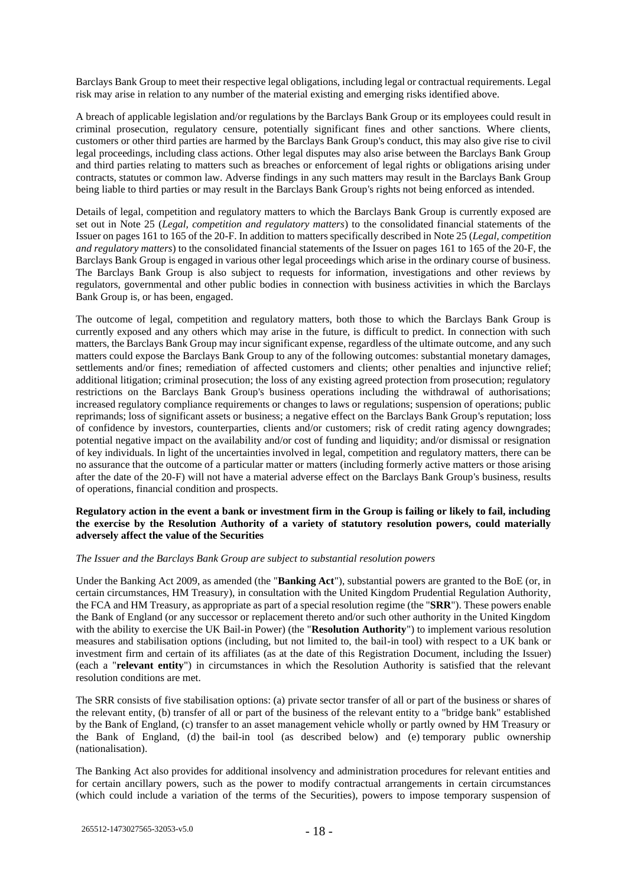Barclays Bank Group to meet their respective legal obligations, including legal or contractual requirements. Legal risk may arise in relation to any number of the material existing and emerging risks identified above.

A breach of applicable legislation and/or regulations by the Barclays Bank Group or its employees could result in criminal prosecution, regulatory censure, potentially significant fines and other sanctions. Where clients, customers or other third parties are harmed by the Barclays Bank Group's conduct, this may also give rise to civil legal proceedings, including class actions. Other legal disputes may also arise between the Barclays Bank Group and third parties relating to matters such as breaches or enforcement of legal rights or obligations arising under contracts, statutes or common law. Adverse findings in any such matters may result in the Barclays Bank Group being liable to third parties or may result in the Barclays Bank Group's rights not being enforced as intended.

Details of legal, competition and regulatory matters to which the Barclays Bank Group is currently exposed are set out in Note 25 (*Legal, competition and regulatory matters*) to the consolidated financial statements of the Issuer on pages 161 to 165 of the 20-F. In addition to matters specifically described in Note 25 (*Legal, competition and regulatory matters*) to the consolidated financial statements of the Issuer on pages 161 to 165 of the 20-F, the Barclays Bank Group is engaged in various other legal proceedings which arise in the ordinary course of business. The Barclays Bank Group is also subject to requests for information, investigations and other reviews by regulators, governmental and other public bodies in connection with business activities in which the Barclays Bank Group is, or has been, engaged.

The outcome of legal, competition and regulatory matters, both those to which the Barclays Bank Group is currently exposed and any others which may arise in the future, is difficult to predict. In connection with such matters, the Barclays Bank Group may incur significant expense, regardless of the ultimate outcome, and any such matters could expose the Barclays Bank Group to any of the following outcomes: substantial monetary damages, settlements and/or fines; remediation of affected customers and clients; other penalties and injunctive relief; additional litigation; criminal prosecution; the loss of any existing agreed protection from prosecution; regulatory restrictions on the Barclays Bank Group's business operations including the withdrawal of authorisations; increased regulatory compliance requirements or changes to laws or regulations; suspension of operations; public reprimands; loss of significant assets or business; a negative effect on the Barclays Bank Group's reputation; loss of confidence by investors, counterparties, clients and/or customers; risk of credit rating agency downgrades; potential negative impact on the availability and/or cost of funding and liquidity; and/or dismissal or resignation of key individuals. In light of the uncertainties involved in legal, competition and regulatory matters, there can be no assurance that the outcome of a particular matter or matters (including formerly active matters or those arising after the date of the 20-F) will not have a material adverse effect on the Barclays Bank Group's business, results of operations, financial condition and prospects.

**Regulatory action in the event a bank or investment firm in the Group is failing or likely to fail, including the exercise by the Resolution Authority of a variety of statutory resolution powers, could materially adversely affect the value of the Securities**

*The Issuer and the Barclays Bank Group are subject to substantial resolution powers*

Under the Banking Act 2009, as amended (the "**Banking Act**"), substantial powers are granted to the BoE (or, in certain circumstances, HM Treasury), in consultation with the United Kingdom Prudential Regulation Authority, the FCA and HM Treasury, as appropriate as part of a special resolution regime (the "**SRR**"). These powers enable the Bank of England (or any successor or replacement thereto and/or such other authority in the United Kingdom with the ability to exercise the UK Bail-in Power) (the "**Resolution Authority**") to implement various resolution measures and stabilisation options (including, but not limited to, the bail-in tool) with respect to a UK bank or investment firm and certain of its affiliates (as at the date of this Registration Document, including the Issuer) (each a "**relevant entity**") in circumstances in which the Resolution Authority is satisfied that the relevant resolution conditions are met.

The SRR consists of five stabilisation options: (a) private sector transfer of all or part of the business or shares of the relevant entity, (b) transfer of all or part of the business of the relevant entity to a "bridge bank" established by the Bank of England, (c) transfer to an asset management vehicle wholly or partly owned by HM Treasury or the Bank of England, (d) the bail-in tool (as described below) and (e) temporary public ownership (nationalisation).

The Banking Act also provides for additional insolvency and administration procedures for relevant entities and for certain ancillary powers, such as the power to modify contractual arrangements in certain circumstances (which could include a variation of the terms of the Securities), powers to impose temporary suspension of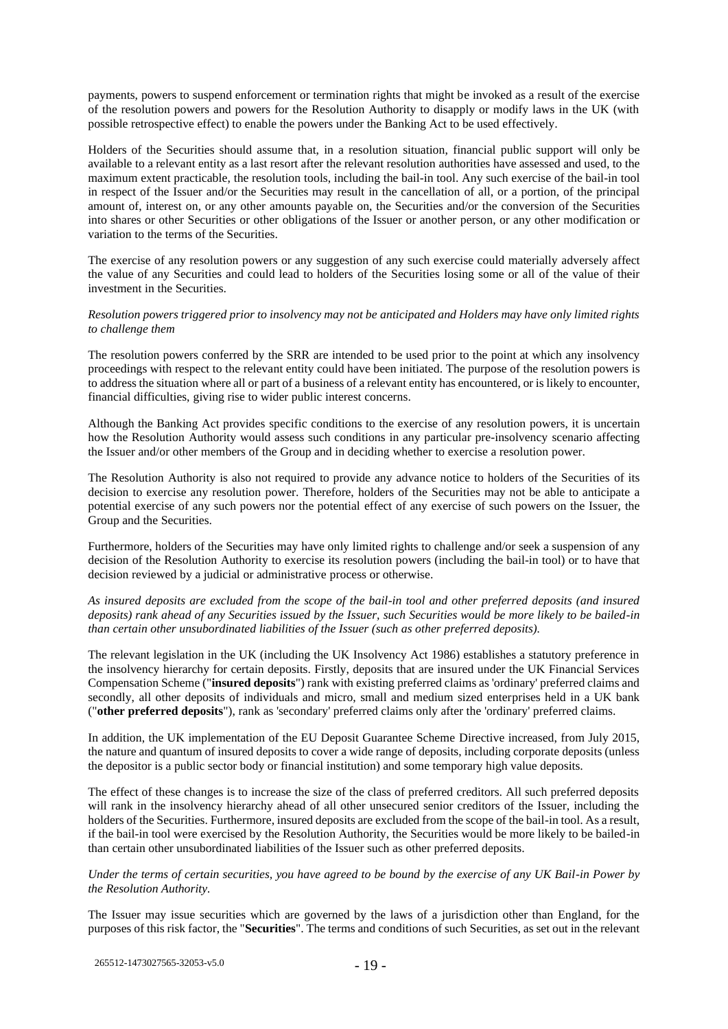payments, powers to suspend enforcement or termination rights that might be invoked as a result of the exercise of the resolution powers and powers for the Resolution Authority to disapply or modify laws in the UK (with possible retrospective effect) to enable the powers under the Banking Act to be used effectively.

Holders of the Securities should assume that, in a resolution situation, financial public support will only be available to a relevant entity as a last resort after the relevant resolution authorities have assessed and used, to the maximum extent practicable, the resolution tools, including the bail-in tool. Any such exercise of the bail-in tool in respect of the Issuer and/or the Securities may result in the cancellation of all, or a portion, of the principal amount of, interest on, or any other amounts payable on, the Securities and/or the conversion of the Securities into shares or other Securities or other obligations of the Issuer or another person, or any other modification or variation to the terms of the Securities.

The exercise of any resolution powers or any suggestion of any such exercise could materially adversely affect the value of any Securities and could lead to holders of the Securities losing some or all of the value of their investment in the Securities.

*Resolution powers triggered prior to insolvency may not be anticipated and Holders may have only limited rights to challenge them*

The resolution powers conferred by the SRR are intended to be used prior to the point at which any insolvency proceedings with respect to the relevant entity could have been initiated. The purpose of the resolution powers is to address the situation where all or part of a business of a relevant entity has encountered, or is likely to encounter, financial difficulties, giving rise to wider public interest concerns.

Although the Banking Act provides specific conditions to the exercise of any resolution powers, it is uncertain how the Resolution Authority would assess such conditions in any particular pre-insolvency scenario affecting the Issuer and/or other members of the Group and in deciding whether to exercise a resolution power.

The Resolution Authority is also not required to provide any advance notice to holders of the Securities of its decision to exercise any resolution power. Therefore, holders of the Securities may not be able to anticipate a potential exercise of any such powers nor the potential effect of any exercise of such powers on the Issuer, the Group and the Securities.

Furthermore, holders of the Securities may have only limited rights to challenge and/or seek a suspension of any decision of the Resolution Authority to exercise its resolution powers (including the bail-in tool) or to have that decision reviewed by a judicial or administrative process or otherwise.

*As insured deposits are excluded from the scope of the bail-in tool and other preferred deposits (and insured deposits) rank ahead of any Securities issued by the Issuer, such Securities would be more likely to be bailed-in than certain other unsubordinated liabilities of the Issuer (such as other preferred deposits).*

The relevant legislation in the UK (including the UK Insolvency Act 1986) establishes a statutory preference in the insolvency hierarchy for certain deposits. Firstly, deposits that are insured under the UK Financial Services Compensation Scheme ("**insured deposits**") rank with existing preferred claims as 'ordinary' preferred claims and secondly, all other deposits of individuals and micro, small and medium sized enterprises held in a UK bank ("**other preferred deposits**"), rank as 'secondary' preferred claims only after the 'ordinary' preferred claims.

In addition, the UK implementation of the EU Deposit Guarantee Scheme Directive increased, from July 2015, the nature and quantum of insured deposits to cover a wide range of deposits, including corporate deposits (unless the depositor is a public sector body or financial institution) and some temporary high value deposits.

The effect of these changes is to increase the size of the class of preferred creditors. All such preferred deposits will rank in the insolvency hierarchy ahead of all other unsecured senior creditors of the Issuer, including the holders of the Securities. Furthermore, insured deposits are excluded from the scope of the bail-in tool. As a result, if the bail-in tool were exercised by the Resolution Authority, the Securities would be more likely to be bailed-in than certain other unsubordinated liabilities of the Issuer such as other preferred deposits.

*Under the terms of certain securities, you have agreed to be bound by the exercise of any UK Bail-in Power by the Resolution Authority.*

The Issuer may issue securities which are governed by the laws of a jurisdiction other than England, for the purposes of this risk factor, the "**Securities**". The terms and conditions of such Securities, as set out in the relevant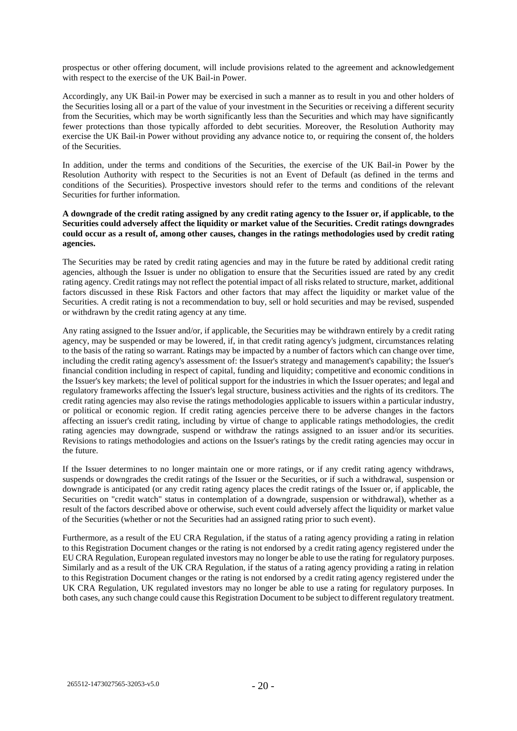prospectus or other offering document, will include provisions related to the agreement and acknowledgement with respect to the exercise of the UK Bail-in Power.

Accordingly, any UK Bail-in Power may be exercised in such a manner as to result in you and other holders of the Securities losing all or a part of the value of your investment in the Securities or receiving a different security from the Securities, which may be worth significantly less than the Securities and which may have significantly fewer protections than those typically afforded to debt securities. Moreover, the Resolution Authority may exercise the UK Bail-in Power without providing any advance notice to, or requiring the consent of, the holders of the Securities.

In addition, under the terms and conditions of the Securities, the exercise of the UK Bail-in Power by the Resolution Authority with respect to the Securities is not an Event of Default (as defined in the terms and conditions of the Securities). Prospective investors should refer to the terms and conditions of the relevant Securities for further information.

**A downgrade of the credit rating assigned by any credit rating agency to the Issuer or, if applicable, to the Securities could adversely affect the liquidity or market value of the Securities. Credit ratings downgrades could occur as a result of, among other causes, changes in the ratings methodologies used by credit rating agencies.**

The Securities may be rated by credit rating agencies and may in the future be rated by additional credit rating agencies, although the Issuer is under no obligation to ensure that the Securities issued are rated by any credit rating agency. Credit ratings may not reflect the potential impact of all risks related to structure, market, additional factors discussed in these Risk Factors and other factors that may affect the liquidity or market value of the Securities. A credit rating is not a recommendation to buy, sell or hold securities and may be revised, suspended or withdrawn by the credit rating agency at any time.

Any rating assigned to the Issuer and/or, if applicable, the Securities may be withdrawn entirely by a credit rating agency, may be suspended or may be lowered, if, in that credit rating agency's judgment, circumstances relating to the basis of the rating so warrant. Ratings may be impacted by a number of factors which can change over time, including the credit rating agency's assessment of: the Issuer's strategy and management's capability; the Issuer's financial condition including in respect of capital, funding and liquidity; competitive and economic conditions in the Issuer's key markets; the level of political support for the industries in which the Issuer operates; and legal and regulatory frameworks affecting the Issuer's legal structure, business activities and the rights of its creditors. The credit rating agencies may also revise the ratings methodologies applicable to issuers within a particular industry, or political or economic region. If credit rating agencies perceive there to be adverse changes in the factors affecting an issuer's credit rating, including by virtue of change to applicable ratings methodologies, the credit rating agencies may downgrade, suspend or withdraw the ratings assigned to an issuer and/or its securities. Revisions to ratings methodologies and actions on the Issuer's ratings by the credit rating agencies may occur in the future.

If the Issuer determines to no longer maintain one or more ratings, or if any credit rating agency withdraws, suspends or downgrades the credit ratings of the Issuer or the Securities, or if such a withdrawal, suspension or downgrade is anticipated (or any credit rating agency places the credit ratings of the Issuer or, if applicable, the Securities on "credit watch" status in contemplation of a downgrade, suspension or withdrawal), whether as a result of the factors described above or otherwise, such event could adversely affect the liquidity or market value of the Securities (whether or not the Securities had an assigned rating prior to such event).

Furthermore, as a result of the EU CRA Regulation, if the status of a rating agency providing a rating in relation to this Registration Document changes or the rating is not endorsed by a credit rating agency registered under the EU CRA Regulation, European regulated investors may no longer be able to use the rating for regulatory purposes. Similarly and as a result of the UK CRA Regulation, if the status of a rating agency providing a rating in relation to this Registration Document changes or the rating is not endorsed by a credit rating agency registered under the UK CRA Regulation, UK regulated investors may no longer be able to use a rating for regulatory purposes. In both cases, any such change could cause this Registration Document to be subject to different regulatory treatment.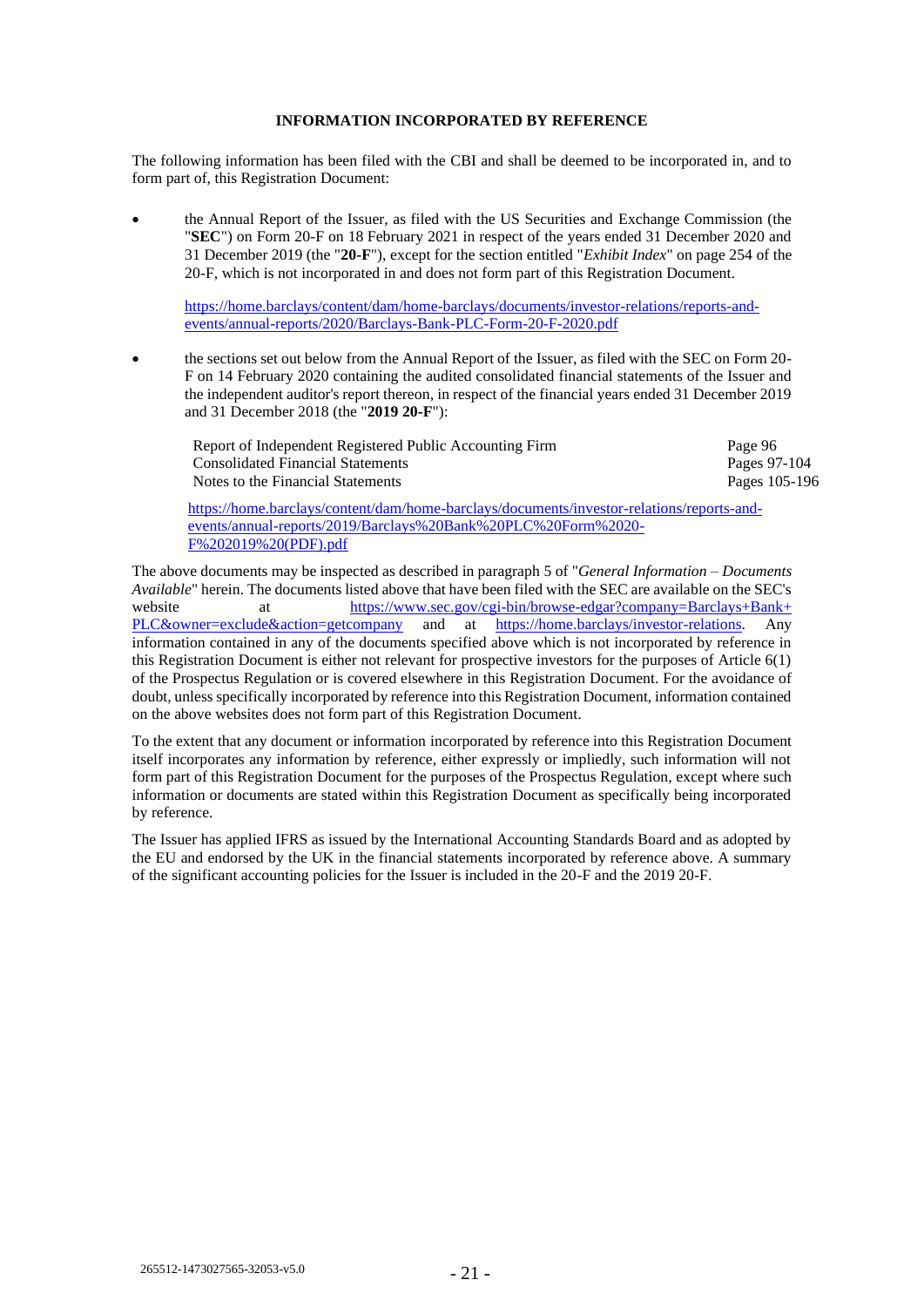# INFORMATION INCORPORATED BY REFERENCE

The following information has been filed with the CBI and shall be deemed to be incorporated in, and to form part of, this Registration Document:

- the Annual Report of the Issuer, as filed with the US Securities and Exchange Commission (the "**SEC**") on Form 20-F on 18 February 2021 in respect of the years ended 31 December 2020 and 31 December 2019 (the "**20-F**"), except for the section entitled "*Exhibit Index*" on page 254 of the 20-F, which is not incorporated in and does not form part of this Registration Document.

  https://home.barclays/content/dam/home-barclays/documents/investor-relations/reports-and-events/annual-reports/2020/Barclays-Bank-PLC-Form-20-F-2020.pdf

- the sections set out below from the Annual Report of the Issuer, as filed with the SEC on Form 20-F on 14 February 2020 containing the audited consolidated financial statements of the Issuer and the independent auditor's report thereon, in respect of the financial years ended 31 December 2019 and 31 December 2018 (the "**2019 20-F**"):

| | |
|---|---|
| Report of Independent Registered Public Accounting Firm | Page 96 |
| Consolidated Financial Statements | Pages 97-104 |
| Notes to the Financial Statements | Pages 105-196 |

  https://home.barclays/content/dam/home-barclays/documents/investor-relations/reports-and-events/annual-reports/2019/Barclays%20Bank%20PLC%20Form%2020-F%202019%20(PDF).pdf

The above documents may be inspected as described in paragraph 5 of "*General Information – Documents Available*" herein. The documents listed above that have been filed with the SEC are available on the SEC's website at https://www.sec.gov/cgi-bin/browse-edgar?company=Barclays+Bank+PLC&owner=exclude&action=getcompany and at https://home.barclays/investor-relations. Any information contained in any of the documents specified above which is not incorporated by reference in this Registration Document is either not relevant for prospective investors for the purposes of Article 6(1) of the Prospectus Regulation or is covered elsewhere in this Registration Document. For the avoidance of doubt, unless specifically incorporated by reference into this Registration Document, information contained on the above websites does not form part of this Registration Document.

To the extent that any document or information incorporated by reference into this Registration Document itself incorporates any information by reference, either expressly or impliedly, such information will not form part of this Registration Document for the purposes of the Prospectus Regulation, except where such information or documents are stated within this Registration Document as specifically being incorporated by reference.

The Issuer has applied IFRS as issued by the International Accounting Standards Board and as adopted by the EU and endorsed by the UK in the financial statements incorporated by reference above. A summary of the significant accounting policies for the Issuer is included in the 20-F and the 2019 20-F.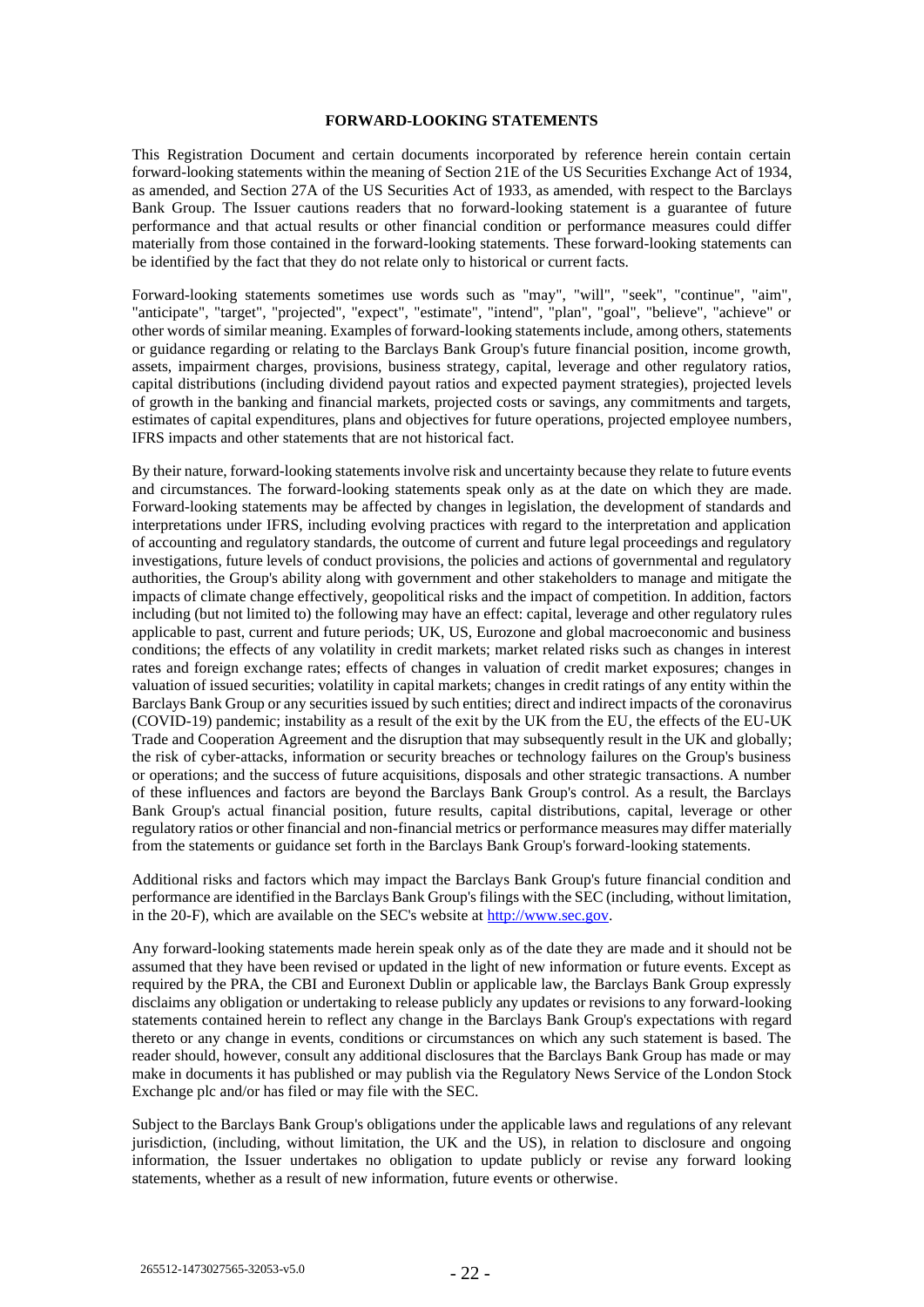## FORWARD-LOOKING STATEMENTS

This Registration Document and certain documents incorporated by reference herein contain certain forward-looking statements within the meaning of Section 21E of the US Securities Exchange Act of 1934, as amended, and Section 27A of the US Securities Act of 1933, as amended, with respect to the Barclays Bank Group. The Issuer cautions readers that no forward-looking statement is a guarantee of future performance and that actual results or other financial condition or performance measures could differ materially from those contained in the forward-looking statements. These forward-looking statements can be identified by the fact that they do not relate only to historical or current facts.

Forward-looking statements sometimes use words such as "may", "will", "seek", "continue", "aim", "anticipate", "target", "projected", "expect", "estimate", "intend", "plan", "goal", "believe", "achieve" or other words of similar meaning. Examples of forward-looking statements include, among others, statements or guidance regarding or relating to the Barclays Bank Group's future financial position, income growth, assets, impairment charges, provisions, business strategy, capital, leverage and other regulatory ratios, capital distributions (including dividend payout ratios and expected payment strategies), projected levels of growth in the banking and financial markets, projected costs or savings, any commitments and targets, estimates of capital expenditures, plans and objectives for future operations, projected employee numbers, IFRS impacts and other statements that are not historical fact.

By their nature, forward-looking statements involve risk and uncertainty because they relate to future events and circumstances. The forward-looking statements speak only as at the date on which they are made. Forward-looking statements may be affected by changes in legislation, the development of standards and interpretations under IFRS, including evolving practices with regard to the interpretation and application of accounting and regulatory standards, the outcome of current and future legal proceedings and regulatory investigations, future levels of conduct provisions, the policies and actions of governmental and regulatory authorities, the Group's ability along with government and other stakeholders to manage and mitigate the impacts of climate change effectively, geopolitical risks and the impact of competition. In addition, factors including (but not limited to) the following may have an effect: capital, leverage and other regulatory rules applicable to past, current and future periods; UK, US, Eurozone and global macroeconomic and business conditions; the effects of any volatility in credit markets; market related risks such as changes in interest rates and foreign exchange rates; effects of changes in valuation of credit market exposures; changes in valuation of issued securities; volatility in capital markets; changes in credit ratings of any entity within the Barclays Bank Group or any securities issued by such entities; direct and indirect impacts of the coronavirus (COVID-19) pandemic; instability as a result of the exit by the UK from the EU, the effects of the EU-UK Trade and Cooperation Agreement and the disruption that may subsequently result in the UK and globally; the risk of cyber-attacks, information or security breaches or technology failures on the Group's business or operations; and the success of future acquisitions, disposals and other strategic transactions. A number of these influences and factors are beyond the Barclays Bank Group's control. As a result, the Barclays Bank Group's actual financial position, future results, capital distributions, capital, leverage or other regulatory ratios or other financial and non-financial metrics or performance measures may differ materially from the statements or guidance set forth in the Barclays Bank Group's forward-looking statements.

Additional risks and factors which may impact the Barclays Bank Group's future financial condition and performance are identified in the Barclays Bank Group's filings with the SEC (including, without limitation, in the 20-F), which are available on the SEC's website at http://www.sec.gov.

Any forward-looking statements made herein speak only as of the date they are made and it should not be assumed that they have been revised or updated in the light of new information or future events. Except as required by the PRA, the CBI and Euronext Dublin or applicable law, the Barclays Bank Group expressly disclaims any obligation or undertaking to release publicly any updates or revisions to any forward-looking statements contained herein to reflect any change in the Barclays Bank Group's expectations with regard thereto or any change in events, conditions or circumstances on which any such statement is based. The reader should, however, consult any additional disclosures that the Barclays Bank Group has made or may make in documents it has published or may publish via the Regulatory News Service of the London Stock Exchange plc and/or has filed or may file with the SEC.

Subject to the Barclays Bank Group's obligations under the applicable laws and regulations of any relevant jurisdiction, (including, without limitation, the UK and the US), in relation to disclosure and ongoing information, the Issuer undertakes no obligation to update publicly or revise any forward looking statements, whether as a result of new information, future events or otherwise.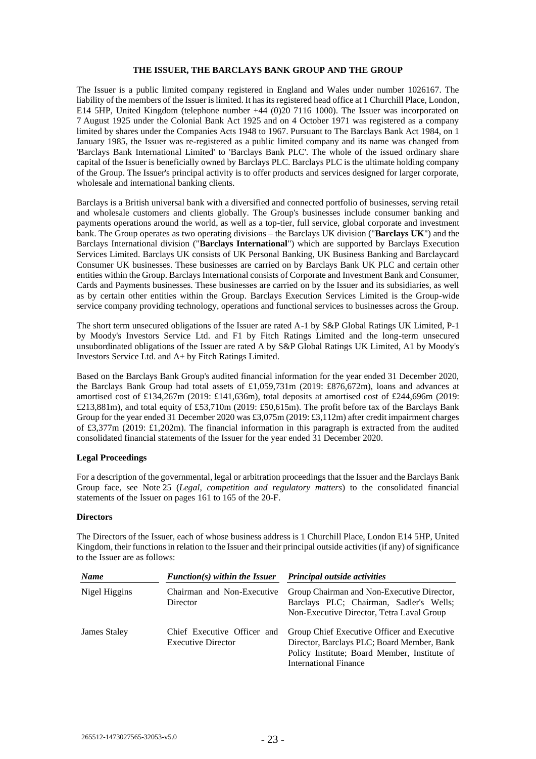## THE ISSUER, THE BARCLAYS BANK GROUP AND THE GROUP

The Issuer is a public limited company registered in England and Wales under number 1026167. The liability of the members of the Issuer is limited. It has its registered head office at 1 Churchill Place, London, E14 5HP, United Kingdom (telephone number +44 (0)20 7116 1000). The Issuer was incorporated on 7 August 1925 under the Colonial Bank Act 1925 and on 4 October 1971 was registered as a company limited by shares under the Companies Acts 1948 to 1967. Pursuant to The Barclays Bank Act 1984, on 1 January 1985, the Issuer was re-registered as a public limited company and its name was changed from 'Barclays Bank International Limited' to 'Barclays Bank PLC'. The whole of the issued ordinary share capital of the Issuer is beneficially owned by Barclays PLC. Barclays PLC is the ultimate holding company of the Group. The Issuer's principal activity is to offer products and services designed for larger corporate, wholesale and international banking clients.

Barclays is a British universal bank with a diversified and connected portfolio of businesses, serving retail and wholesale customers and clients globally. The Group's businesses include consumer banking and payments operations around the world, as well as a top-tier, full service, global corporate and investment bank. The Group operates as two operating divisions – the Barclays UK division ("**Barclays UK**") and the Barclays International division ("**Barclays International**") which are supported by Barclays Execution Services Limited. Barclays UK consists of UK Personal Banking, UK Business Banking and Barclaycard Consumer UK businesses. These businesses are carried on by Barclays Bank UK PLC and certain other entities within the Group. Barclays International consists of Corporate and Investment Bank and Consumer, Cards and Payments businesses. These businesses are carried on by the Issuer and its subsidiaries, as well as by certain other entities within the Group. Barclays Execution Services Limited is the Group-wide service company providing technology, operations and functional services to businesses across the Group.

The short term unsecured obligations of the Issuer are rated A-1 by S&P Global Ratings UK Limited, P-1 by Moody's Investors Service Ltd. and F1 by Fitch Ratings Limited and the long-term unsecured unsubordinated obligations of the Issuer are rated A by S&P Global Ratings UK Limited, A1 by Moody's Investors Service Ltd. and A+ by Fitch Ratings Limited.

Based on the Barclays Bank Group's audited financial information for the year ended 31 December 2020, the Barclays Bank Group had total assets of £1,059,731m (2019: £876,672m), loans and advances at amortised cost of £134,267m (2019: £141,636m), total deposits at amortised cost of £244,696m (2019: £213,881m), and total equity of £53,710m (2019: £50,615m). The profit before tax of the Barclays Bank Group for the year ended 31 December 2020 was £3,075m (2019: £3,112m) after credit impairment charges of £3,377m (2019: £1,202m). The financial information in this paragraph is extracted from the audited consolidated financial statements of the Issuer for the year ended 31 December 2020.

### Legal Proceedings

For a description of the governmental, legal or arbitration proceedings that the Issuer and the Barclays Bank Group face, see Note 25 (*Legal, competition and regulatory matters*) to the consolidated financial statements of the Issuer on pages 161 to 165 of the 20-F.

### Directors

The Directors of the Issuer, each of whose business address is 1 Churchill Place, London E14 5HP, United Kingdom, their functions in relation to the Issuer and their principal outside activities (if any) of significance to the Issuer are as follows:

| *Name* | *Function(s) within the Issuer* | *Principal outside activities* |
|---|---|---|
| Nigel Higgins | Chairman and Non-Executive Director | Group Chairman and Non-Executive Director, Barclays PLC; Chairman, Sadler's Wells; Non-Executive Director, Tetra Laval Group |
| James Staley | Chief Executive Officer and Executive Director | Group Chief Executive Officer and Executive Director, Barclays PLC; Board Member, Bank Policy Institute; Board Member, Institute of International Finance |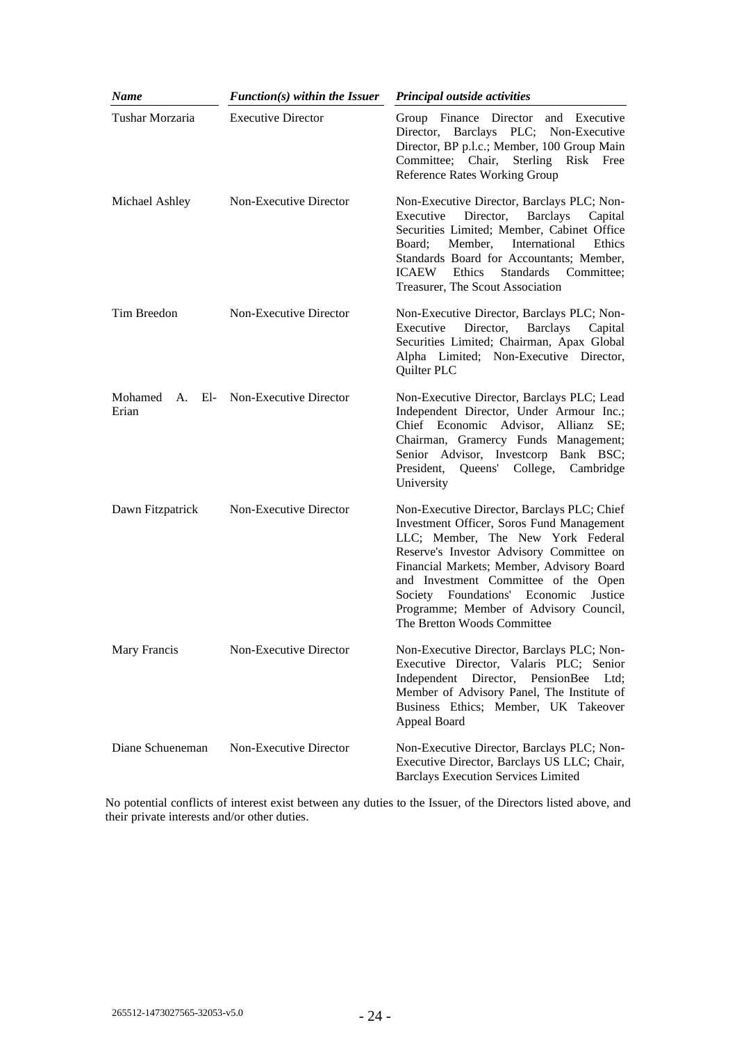| ***Name*** | ***Function(s) within the Issuer*** | ***Principal outside activities*** |
|---|---|---|
| Tushar Morzaria | Executive Director | Group Finance Director and Executive Director, Barclays PLC; Non-Executive Director, BP p.l.c.; Member, 100 Group Main Committee; Chair, Sterling Risk Free Reference Rates Working Group |
| Michael Ashley | Non-Executive Director | Non-Executive Director, Barclays PLC; Non-Executive Director, Barclays Capital Securities Limited; Member, Cabinet Office Board; Member, International Ethics Standards Board for Accountants; Member, ICAEW Ethics Standards Committee; Treasurer, The Scout Association |
| Tim Breedon | Non-Executive Director | Non-Executive Director, Barclays PLC; Non-Executive Director, Barclays Capital Securities Limited; Chairman, Apax Global Alpha Limited; Non-Executive Director, Quilter PLC |
| Mohamed A. El-Erian | Non-Executive Director | Non-Executive Director, Barclays PLC; Lead Independent Director, Under Armour Inc.; Chief Economic Advisor, Allianz SE; Chairman, Gramercy Funds Management; Senior Advisor, Investcorp Bank BSC; President, Queens' College, Cambridge University |
| Dawn Fitzpatrick | Non-Executive Director | Non-Executive Director, Barclays PLC; Chief Investment Officer, Soros Fund Management LLC; Member, The New York Federal Reserve's Investor Advisory Committee on Financial Markets; Member, Advisory Board and Investment Committee of the Open Society Foundations' Economic Justice Programme; Member of Advisory Council, The Bretton Woods Committee |
| Mary Francis | Non-Executive Director | Non-Executive Director, Barclays PLC; Non-Executive Director, Valaris PLC; Senior Independent Director, PensionBee Ltd; Member of Advisory Panel, The Institute of Business Ethics; Member, UK Takeover Appeal Board |
| Diane Schueneman | Non-Executive Director | Non-Executive Director, Barclays PLC; Non-Executive Director, Barclays US LLC; Chair, Barclays Execution Services Limited |

No potential conflicts of interest exist between any duties to the Issuer, of the Directors listed above, and their private interests and/or other duties.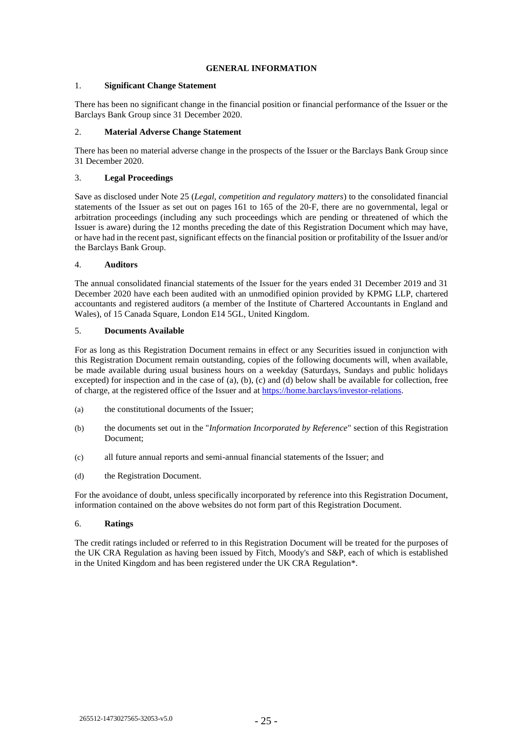# GENERAL INFORMATION

## 1. Significant Change Statement

There has been no significant change in the financial position or financial performance of the Issuer or the Barclays Bank Group since 31 December 2020.

## 2. Material Adverse Change Statement

There has been no material adverse change in the prospects of the Issuer or the Barclays Bank Group since 31 December 2020.

## 3. Legal Proceedings

Save as disclosed under Note 25 (*Legal, competition and regulatory matters*) to the consolidated financial statements of the Issuer as set out on pages 161 to 165 of the 20-F, there are no governmental, legal or arbitration proceedings (including any such proceedings which are pending or threatened of which the Issuer is aware) during the 12 months preceding the date of this Registration Document which may have, or have had in the recent past, significant effects on the financial position or profitability of the Issuer and/or the Barclays Bank Group.

## 4. Auditors

The annual consolidated financial statements of the Issuer for the years ended 31 December 2019 and 31 December 2020 have each been audited with an unmodified opinion provided by KPMG LLP, chartered accountants and registered auditors (a member of the Institute of Chartered Accountants in England and Wales), of 15 Canada Square, London E14 5GL, United Kingdom.

## 5. Documents Available

For as long as this Registration Document remains in effect or any Securities issued in conjunction with this Registration Document remain outstanding, copies of the following documents will, when available, be made available during usual business hours on a weekday (Saturdays, Sundays and public holidays excepted) for inspection and in the case of (a), (b), (c) and (d) below shall be available for collection, free of charge, at the registered office of the Issuer and at https://home.barclays/investor-relations.

(a) the constitutional documents of the Issuer;

(b) the documents set out in the "*Information Incorporated by Reference*" section of this Registration Document;

(c) all future annual reports and semi-annual financial statements of the Issuer; and

(d) the Registration Document.

For the avoidance of doubt, unless specifically incorporated by reference into this Registration Document, information contained on the above websites do not form part of this Registration Document.

## 6. Ratings

The credit ratings included or referred to in this Registration Document will be treated for the purposes of the UK CRA Regulation as having been issued by Fitch, Moody's and S&P, each of which is established in the United Kingdom and has been registered under the UK CRA Regulation*.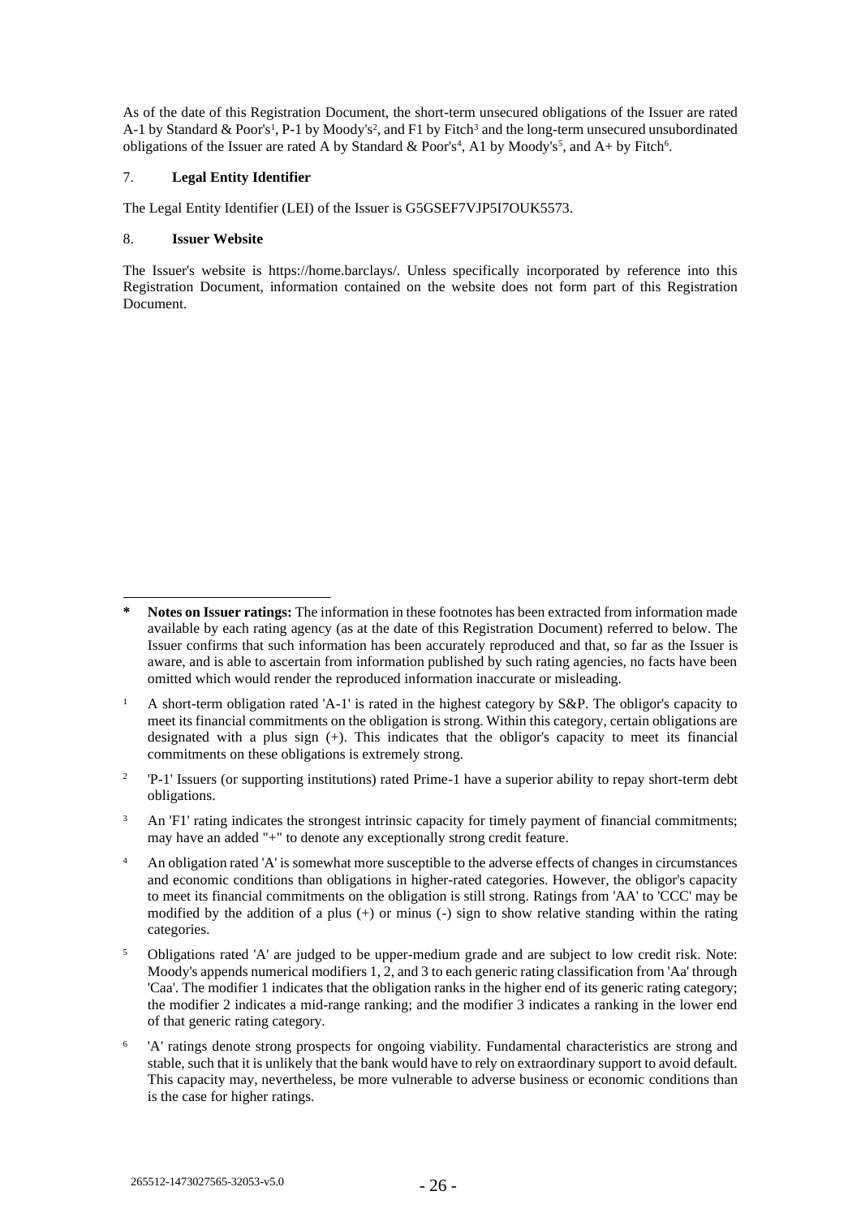As of the date of this Registration Document, the short-term unsecured obligations of the Issuer are rated A-1 by Standard & Poor's[1], P-1 by Moody's[2], and F1 by Fitch[3] and the long-term unsecured unsubordinated obligations of the Issuer are rated A by Standard & Poor's[4], A1 by Moody's[5], and A+ by Fitch[6].

7. **Legal Entity Identifier**

The Legal Entity Identifier (LEI) of the Issuer is G5GSEF7VJP5I7OUK5573.

8. **Issuer Website**

The Issuer's website is https://home.barclays/. Unless specifically incorporated by reference into this Registration Document, information contained on the website does not form part of this Registration Document.

---

**\* Notes on Issuer ratings:** The information in these footnotes has been extracted from information made available by each rating agency (as at the date of this Registration Document) referred to below. The Issuer confirms that such information has been accurately reproduced and that, so far as the Issuer is aware, and is able to ascertain from information published by such rating agencies, no facts have been omitted which would render the reproduced information inaccurate or misleading.

[1] A short-term obligation rated 'A-1' is rated in the highest category by S&P. The obligor's capacity to meet its financial commitments on the obligation is strong. Within this category, certain obligations are designated with a plus sign (+). This indicates that the obligor's capacity to meet its financial commitments on these obligations is extremely strong.

[2] 'P-1' Issuers (or supporting institutions) rated Prime-1 have a superior ability to repay short-term debt obligations.

[3] An 'F1' rating indicates the strongest intrinsic capacity for timely payment of financial commitments; may have an added "+" to denote any exceptionally strong credit feature.

[4] An obligation rated 'A' is somewhat more susceptible to the adverse effects of changes in circumstances and economic conditions than obligations in higher-rated categories. However, the obligor's capacity to meet its financial commitments on the obligation is still strong. Ratings from 'AA' to 'CCC' may be modified by the addition of a plus (+) or minus (-) sign to show relative standing within the rating categories.

[5] Obligations rated 'A' are judged to be upper-medium grade and are subject to low credit risk. Note: Moody's appends numerical modifiers 1, 2, and 3 to each generic rating classification from 'Aa' through 'Caa'. The modifier 1 indicates that the obligation ranks in the higher end of its generic rating category; the modifier 2 indicates a mid-range ranking; and the modifier 3 indicates a ranking in the lower end of that generic rating category.

[6] 'A' ratings denote strong prospects for ongoing viability. Fundamental characteristics are strong and stable, such that it is unlikely that the bank would have to rely on extraordinary support to avoid default. This capacity may, nevertheless, be more vulnerable to adverse business or economic conditions than is the case for higher ratings.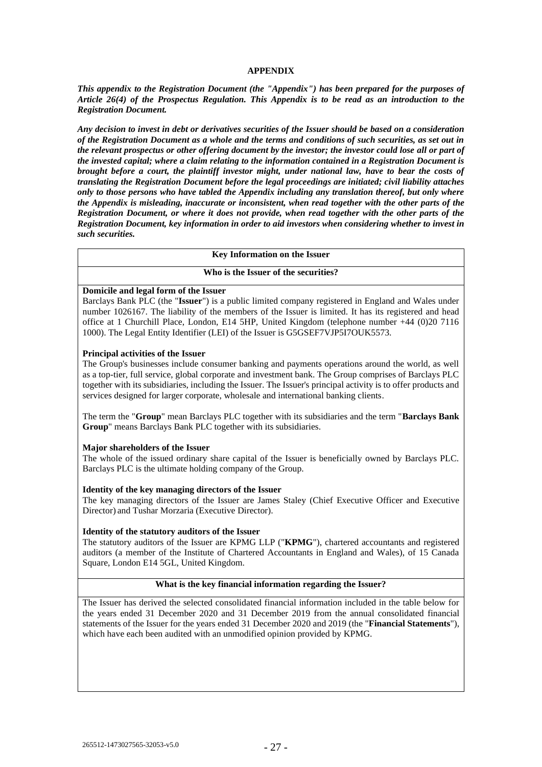## APPENDIX

***This appendix to the Registration Document (the "Appendix") has been prepared for the purposes of Article 26(4) of the Prospectus Regulation. This Appendix is to be read as an introduction to the Registration Document.***

***Any decision to invest in debt or derivatives securities of the Issuer should be based on a consideration of the Registration Document as a whole and the terms and conditions of such securities, as set out in the relevant prospectus or other offering document by the investor; the investor could lose all or part of the invested capital; where a claim relating to the information contained in a Registration Document is brought before a court, the plaintiff investor might, under national law, have to bear the costs of translating the Registration Document before the legal proceedings are initiated; civil liability attaches only to those persons who have tabled the Appendix including any translation thereof, but only where the Appendix is misleading, inaccurate or inconsistent, when read together with the other parts of the Registration Document, or where it does not provide, when read together with the other parts of the Registration Document, key information in order to aid investors when considering whether to invest in such securities.***

### Key Information on the Issuer

#### Who is the Issuer of the securities?

**Domicile and legal form of the Issuer**

Barclays Bank PLC (the "**Issuer**") is a public limited company registered in England and Wales under number 1026167. The liability of the members of the Issuer is limited. It has its registered and head office at 1 Churchill Place, London, E14 5HP, United Kingdom (telephone number +44 (0)20 7116 1000). The Legal Entity Identifier (LEI) of the Issuer is G5GSEF7VJP5I7OUK5573.

**Principal activities of the Issuer**

The Group's businesses include consumer banking and payments operations around the world, as well as a top-tier, full service, global corporate and investment bank. The Group comprises of Barclays PLC together with its subsidiaries, including the Issuer. The Issuer's principal activity is to offer products and services designed for larger corporate, wholesale and international banking clients.

The term the "**Group**" mean Barclays PLC together with its subsidiaries and the term "**Barclays Bank Group**" means Barclays Bank PLC together with its subsidiaries.

**Major shareholders of the Issuer**

The whole of the issued ordinary share capital of the Issuer is beneficially owned by Barclays PLC. Barclays PLC is the ultimate holding company of the Group.

**Identity of the key managing directors of the Issuer**

The key managing directors of the Issuer are James Staley (Chief Executive Officer and Executive Director) and Tushar Morzaria (Executive Director).

**Identity of the statutory auditors of the Issuer**

The statutory auditors of the Issuer are KPMG LLP ("**KPMG**"), chartered accountants and registered auditors (a member of the Institute of Chartered Accountants in England and Wales), of 15 Canada Square, London E14 5GL, United Kingdom.

#### What is the key financial information regarding the Issuer?

The Issuer has derived the selected consolidated financial information included in the table below for the years ended 31 December 2020 and 31 December 2019 from the annual consolidated financial statements of the Issuer for the years ended 31 December 2020 and 2019 (the "**Financial Statements**"), which have each been audited with an unmodified opinion provided by KPMG.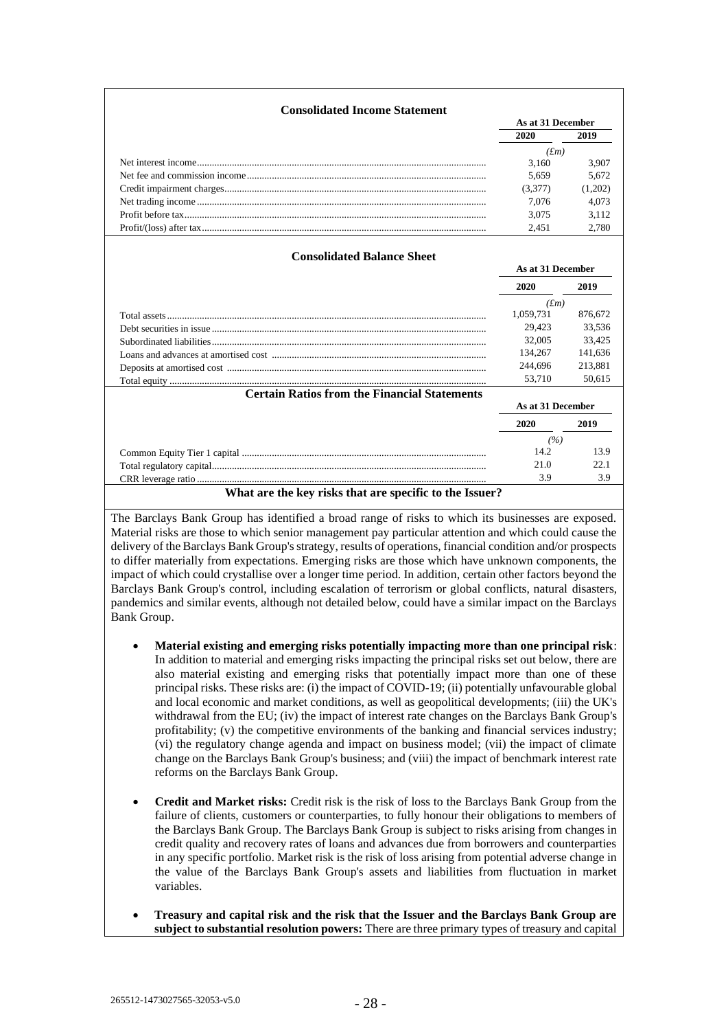**Consolidated Income Statement**

| | As at 31 December | |
|---|---|---|
| | 2020 | 2019 |
| | (£m) | |
| Net interest income | 3,160 | 3,907 |
| Net fee and commission income | 5,659 | 5,672 |
| Credit impairment charges | (3,377) | (1,202) |
| Net trading income | 7,076 | 4,073 |
| Profit before tax | 3,075 | 3,112 |
| Profit/(loss) after tax | 2,451 | 2,780 |

**Consolidated Balance Sheet**

| | As at 31 December | |
|---|---|---|
| | 2020 | 2019 |
| | (£m) | |
| Total assets | 1,059,731 | 876,672 |
| Debt securities in issue | 29,423 | 33,536 |
| Subordinated liabilities | 32,005 | 33,425 |
| Loans and advances at amortised cost | 134,267 | 141,636 |
| Deposits at amortised cost | 244,696 | 213,881 |
| Total equity | 53,710 | 50,615 |

**Certain Ratios from the Financial Statements**

| | As at 31 December | |
|---|---|---|
| | 2020 | 2019 |
| | (%) | |
| Common Equity Tier 1 capital | 14.2 | 13.9 |
| Total regulatory capital | 21.0 | 22.1 |
| CRR leverage ratio | 3.9 | 3.9 |

**What are the key risks that are specific to the Issuer?**

The Barclays Bank Group has identified a broad range of risks to which its businesses are exposed. Material risks are those to which senior management pay particular attention and which could cause the delivery of the Barclays Bank Group's strategy, results of operations, financial condition and/or prospects to differ materially from expectations. Emerging risks are those which have unknown components, the impact of which could crystallise over a longer time period. In addition, certain other factors beyond the Barclays Bank Group's control, including escalation of terrorism or global conflicts, natural disasters, pandemics and similar events, although not detailed below, could have a similar impact on the Barclays Bank Group.

- **Material existing and emerging risks potentially impacting more than one principal risk**: In addition to material and emerging risks impacting the principal risks set out below, there are also material existing and emerging risks that potentially impact more than one of these principal risks. These risks are: (i) the impact of COVID-19; (ii) potentially unfavourable global and local economic and market conditions, as well as geopolitical developments; (iii) the UK's withdrawal from the EU; (iv) the impact of interest rate changes on the Barclays Bank Group's profitability; (v) the competitive environments of the banking and financial services industry; (vi) the regulatory change agenda and impact on business model; (vii) the impact of climate change on the Barclays Bank Group's business; and (viii) the impact of benchmark interest rate reforms on the Barclays Bank Group.

- **Credit and Market risks:** Credit risk is the risk of loss to the Barclays Bank Group from the failure of clients, customers or counterparties, to fully honour their obligations to members of the Barclays Bank Group. The Barclays Bank Group is subject to risks arising from changes in credit quality and recovery rates of loans and advances due from borrowers and counterparties in any specific portfolio. Market risk is the risk of loss arising from potential adverse change in the value of the Barclays Bank Group's assets and liabilities from fluctuation in market variables.

- **Treasury and capital risk and the risk that the Issuer and the Barclays Bank Group are subject to substantial resolution powers:** There are three primary types of treasury and capital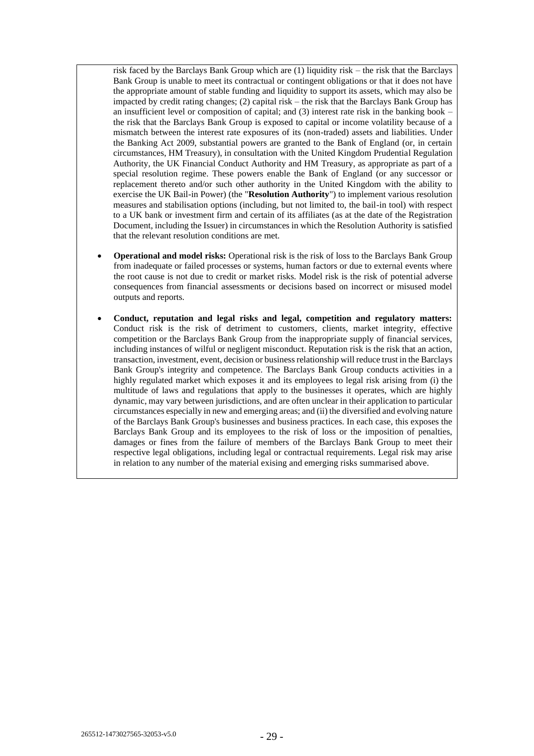risk faced by the Barclays Bank Group which are (1) liquidity risk – the risk that the Barclays Bank Group is unable to meet its contractual or contingent obligations or that it does not have the appropriate amount of stable funding and liquidity to support its assets, which may also be impacted by credit rating changes; (2) capital risk – the risk that the Barclays Bank Group has an insufficient level or composition of capital; and (3) interest rate risk in the banking book – the risk that the Barclays Bank Group is exposed to capital or income volatility because of a mismatch between the interest rate exposures of its (non-traded) assets and liabilities. Under the Banking Act 2009, substantial powers are granted to the Bank of England (or, in certain circumstances, HM Treasury), in consultation with the United Kingdom Prudential Regulation Authority, the UK Financial Conduct Authority and HM Treasury, as appropriate as part of a special resolution regime. These powers enable the Bank of England (or any successor or replacement thereto and/or such other authority in the United Kingdom with the ability to exercise the UK Bail-in Power) (the "**Resolution Authority**") to implement various resolution measures and stabilisation options (including, but not limited to, the bail-in tool) with respect to a UK bank or investment firm and certain of its affiliates (as at the date of the Registration Document, including the Issuer) in circumstances in which the Resolution Authority is satisfied that the relevant resolution conditions are met.

- **Operational and model risks:** Operational risk is the risk of loss to the Barclays Bank Group from inadequate or failed processes or systems, human factors or due to external events where the root cause is not due to credit or market risks. Model risk is the risk of potential adverse consequences from financial assessments or decisions based on incorrect or misused model outputs and reports.

- **Conduct, reputation and legal risks and legal, competition and regulatory matters:** Conduct risk is the risk of detriment to customers, clients, market integrity, effective competition or the Barclays Bank Group from the inappropriate supply of financial services, including instances of wilful or negligent misconduct. Reputation risk is the risk that an action, transaction, investment, event, decision or business relationship will reduce trust in the Barclays Bank Group's integrity and competence. The Barclays Bank Group conducts activities in a highly regulated market which exposes it and its employees to legal risk arising from (i) the multitude of laws and regulations that apply to the businesses it operates, which are highly dynamic, may vary between jurisdictions, and are often unclear in their application to particular circumstances especially in new and emerging areas; and (ii) the diversified and evolving nature of the Barclays Bank Group's businesses and business practices. In each case, this exposes the Barclays Bank Group and its employees to the risk of loss or the imposition of penalties, damages or fines from the failure of members of the Barclays Bank Group to meet their respective legal obligations, including legal or contractual requirements. Legal risk may arise in relation to any number of the material exising and emerging risks summarised above.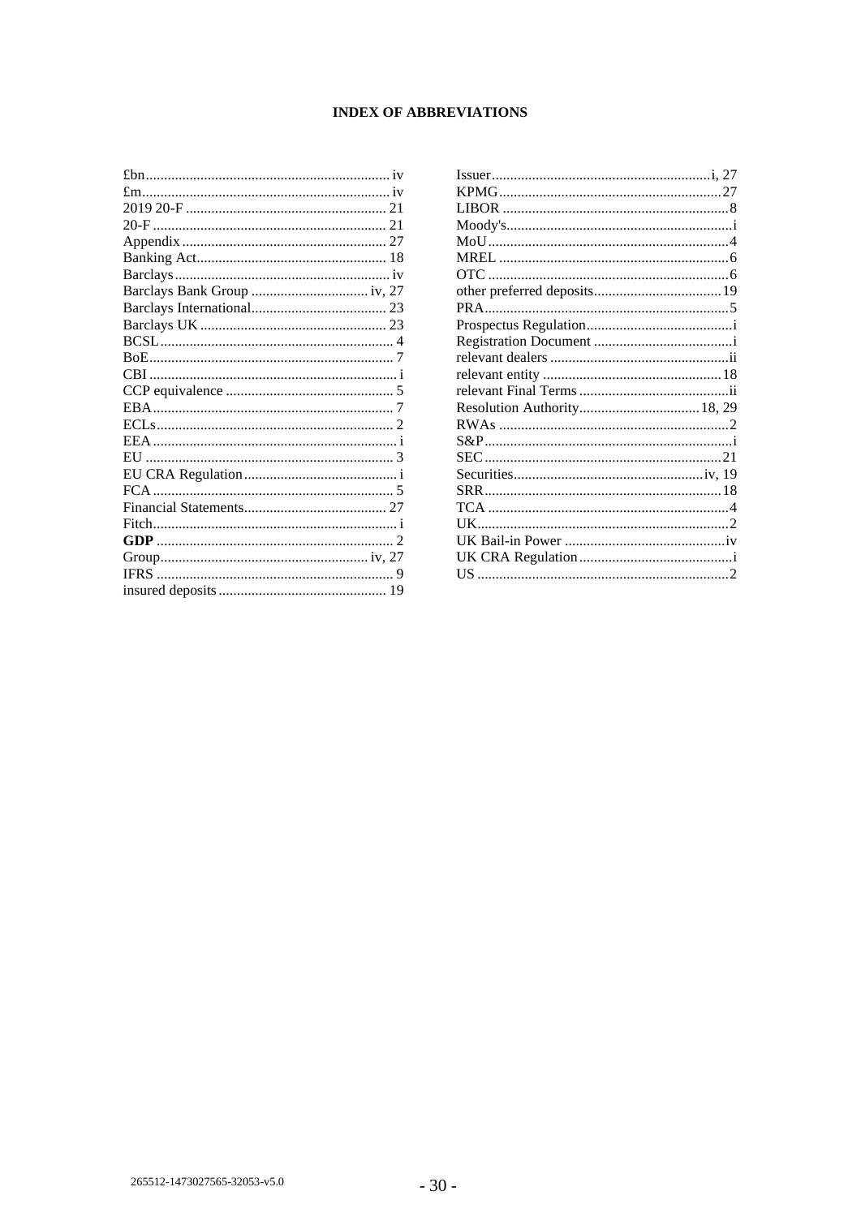**INDEX OF ABBREVIATIONS**

£bn .................................................................. iv
£m .................................................................. iv
2019 20-F ...................................................... 21
20-F ............................................................. 21
Appendix ...................................................... 27
Banking Act.................................................. 18
Barclays ........................................................ iv
Barclays Bank Group ................................ iv, 27
Barclays International.................................... 23
Barclays UK .................................................. 23
BCSL .............................................................. 4
BoE ................................................................. 7
CBI .................................................................. i
CCP equivalence ............................................. 5
EBA ................................................................ 7
ECLs ............................................................... 2
EEA ................................................................. i
EU .................................................................. 3
EU CRA Regulation ......................................... i
FCA ................................................................ 5
Financial Statements...................................... 27
Fitch ................................................................. i
**GDP** ............................................................. 2
Group ....................................................... iv, 27
IFRS ............................................................... 9
insured deposits ............................................. 19
Issuer .......................................................... i, 27
KPMG ............................................................ 27
LIBOR ............................................................. 8
Moody's ............................................................ i
MoU ................................................................ 4
MREL ............................................................. 6
OTC ................................................................ 6
other preferred deposits.................................. 19
PRA ................................................................. 5
Prospectus Regulation ...................................... i
Registration Document ..................................... i
relevant dealers ................................................ ii
relevant entity ................................................ 18
relevant Final Terms ......................................... ii
Resolution Authority................................ 18, 29
RWAs .............................................................. 2
S&P .................................................................. i
SEC ................................................................ 21
Securities ................................................... iv, 19
SRR ............................................................... 18
TCA ................................................................ 4
UK ................................................................... 2
UK Bail-in Power ........................................... iv
UK CRA Regulation ......................................... i
US ................................................................... 2

265512-1473027565-32053-v5.0